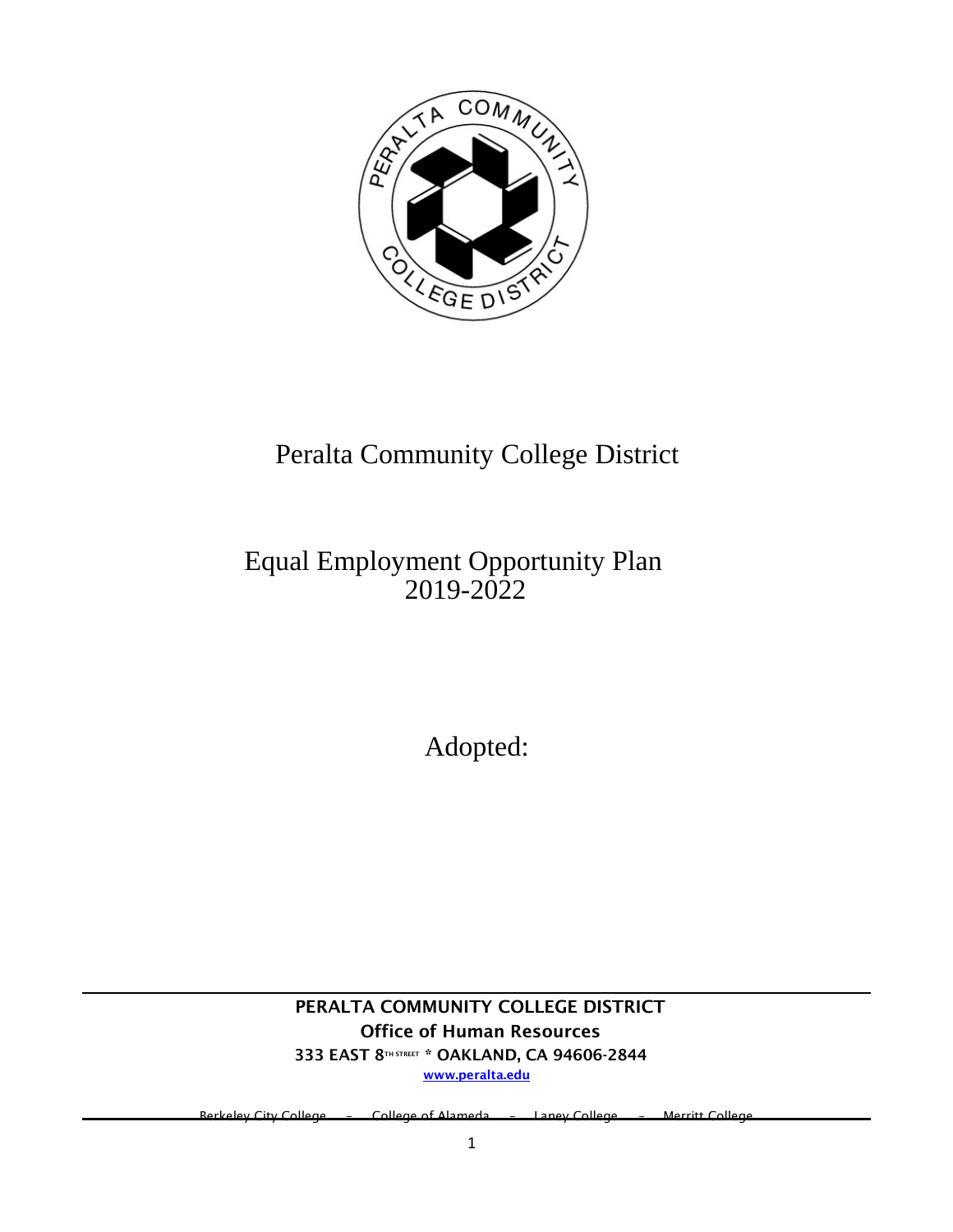# Peralta Community College District

## Equal Employment Opportunity Plan 2019-2022

Adopted:

**PERALTA COMMUNITY COLLEGE DISTRICT**
**Office of Human Resources**
**333 EAST 8TH STREET * OAKLAND, CA 94606-2844**
**www.peralta.edu**

Berkeley City College – College of Alameda – Laney College – Merritt College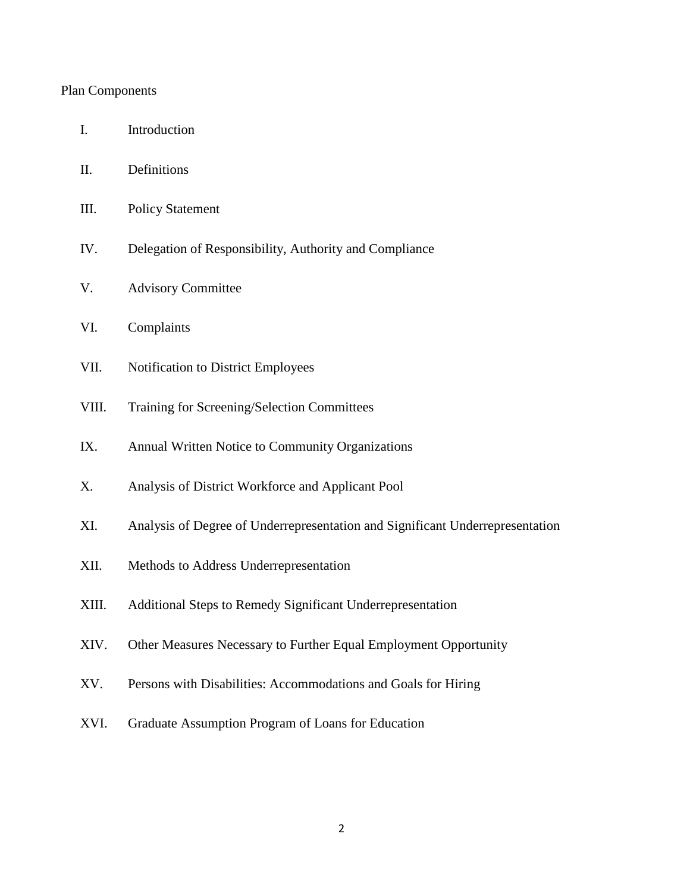Plan Components

I. Introduction

II. Definitions

III. Policy Statement

IV. Delegation of Responsibility, Authority and Compliance

V. Advisory Committee

VI. Complaints

VII. Notification to District Employees

VIII. Training for Screening/Selection Committees

IX. Annual Written Notice to Community Organizations

X. Analysis of District Workforce and Applicant Pool

XI. Analysis of Degree of Underrepresentation and Significant Underrepresentation

XII. Methods to Address Underrepresentation

XIII. Additional Steps to Remedy Significant Underrepresentation

XIV. Other Measures Necessary to Further Equal Employment Opportunity

XV. Persons with Disabilities: Accommodations and Goals for Hiring

XVI. Graduate Assumption Program of Loans for Education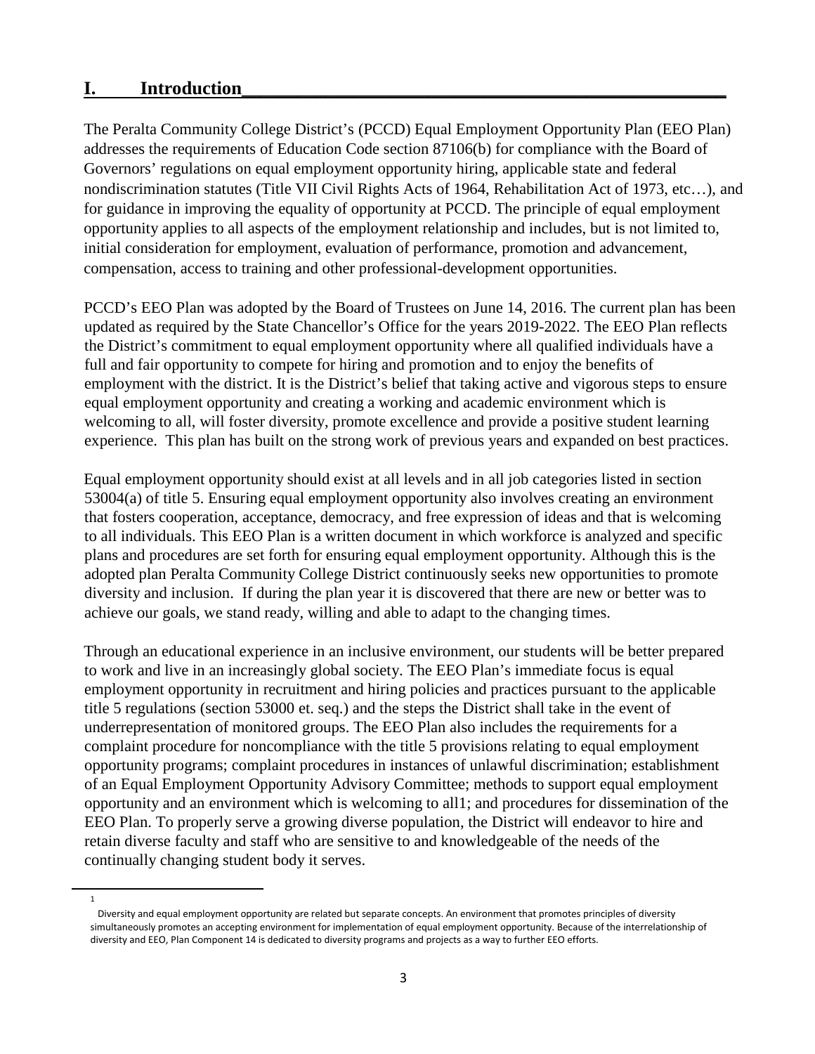## I. Introduction

The Peralta Community College District's (PCCD) Equal Employment Opportunity Plan (EEO Plan) addresses the requirements of Education Code section 87106(b) for compliance with the Board of Governors' regulations on equal employment opportunity hiring, applicable state and federal nondiscrimination statutes (Title VII Civil Rights Acts of 1964, Rehabilitation Act of 1973, etc…), and for guidance in improving the equality of opportunity at PCCD. The principle of equal employment opportunity applies to all aspects of the employment relationship and includes, but is not limited to, initial consideration for employment, evaluation of performance, promotion and advancement, compensation, access to training and other professional-development opportunities.

PCCD's EEO Plan was adopted by the Board of Trustees on June 14, 2016. The current plan has been updated as required by the State Chancellor's Office for the years 2019-2022. The EEO Plan reflects the District's commitment to equal employment opportunity where all qualified individuals have a full and fair opportunity to compete for hiring and promotion and to enjoy the benefits of employment with the district. It is the District's belief that taking active and vigorous steps to ensure equal employment opportunity and creating a working and academic environment which is welcoming to all, will foster diversity, promote excellence and provide a positive student learning experience. This plan has built on the strong work of previous years and expanded on best practices.

Equal employment opportunity should exist at all levels and in all job categories listed in section 53004(a) of title 5. Ensuring equal employment opportunity also involves creating an environment that fosters cooperation, acceptance, democracy, and free expression of ideas and that is welcoming to all individuals. This EEO Plan is a written document in which workforce is analyzed and specific plans and procedures are set forth for ensuring equal employment opportunity. Although this is the adopted plan Peralta Community College District continuously seeks new opportunities to promote diversity and inclusion. If during the plan year it is discovered that there are new or better was to achieve our goals, we stand ready, willing and able to adapt to the changing times.

Through an educational experience in an inclusive environment, our students will be better prepared to work and live in an increasingly global society. The EEO Plan's immediate focus is equal employment opportunity in recruitment and hiring policies and practices pursuant to the applicable title 5 regulations (section 53000 et. seq.) and the steps the District shall take in the event of underrepresentation of monitored groups. The EEO Plan also includes the requirements for a complaint procedure for noncompliance with the title 5 provisions relating to equal employment opportunity programs; complaint procedures in instances of unlawful discrimination; establishment of an Equal Employment Opportunity Advisory Committee; methods to support equal employment opportunity and an environment which is welcoming to all[1]; and procedures for dissemination of the EEO Plan. To properly serve a growing diverse population, the District will endeavor to hire and retain diverse faculty and staff who are sensitive to and knowledgeable of the needs of the continually changing student body it serves.

---

[1] Diversity and equal employment opportunity are related but separate concepts. An environment that promotes principles of diversity simultaneously promotes an accepting environment for implementation of equal employment opportunity. Because of the interrelationship of diversity and EEO, Plan Component 14 is dedicated to diversity programs and projects as a way to further EEO efforts.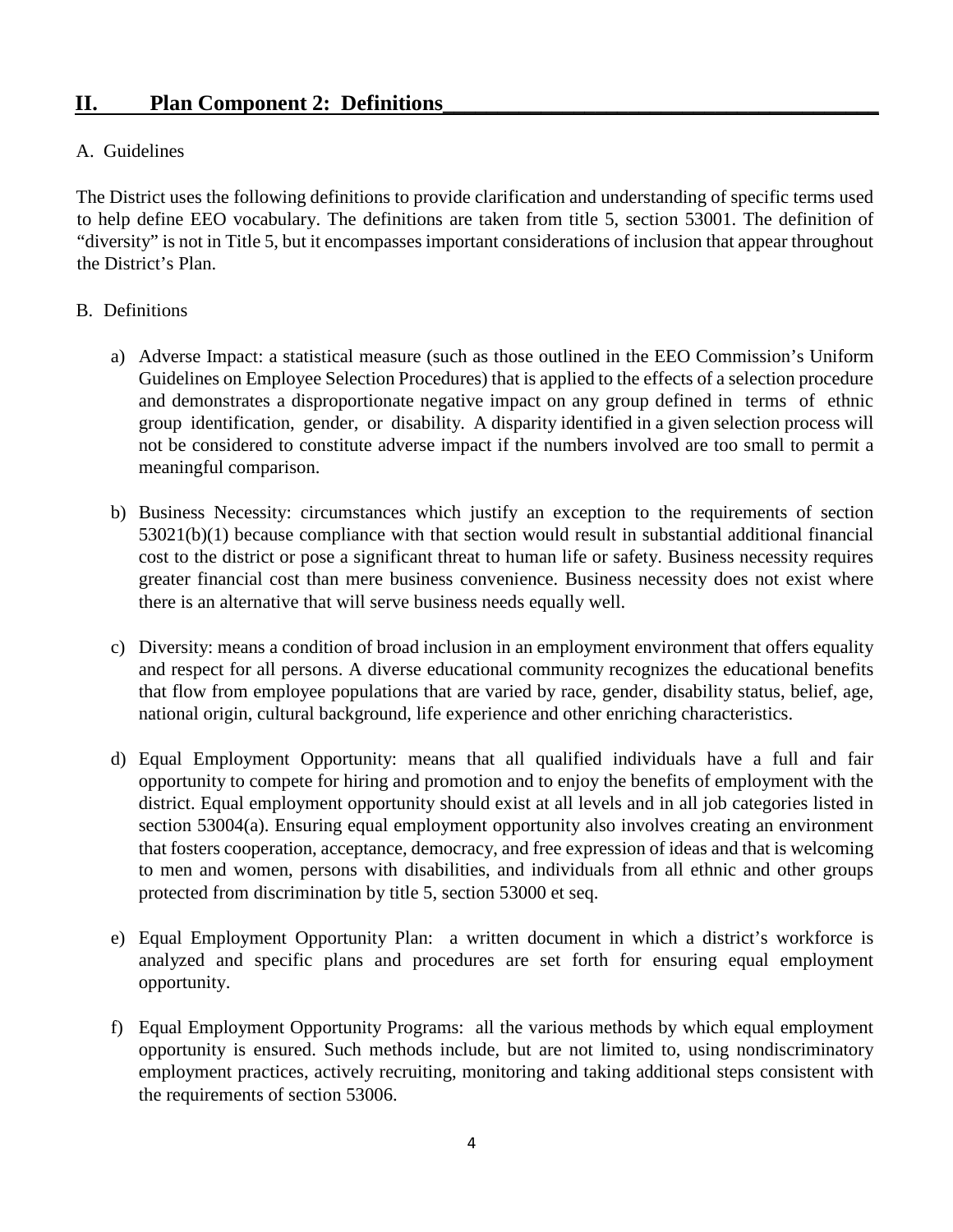## II. Plan Component 2: Definitions

A. Guidelines

The District uses the following definitions to provide clarification and understanding of specific terms used to help define EEO vocabulary. The definitions are taken from title 5, section 53001. The definition of "diversity" is not in Title 5, but it encompasses important considerations of inclusion that appear throughout the District's Plan.

B. Definitions

a) Adverse Impact: a statistical measure (such as those outlined in the EEO Commission's Uniform Guidelines on Employee Selection Procedures) that is applied to the effects of a selection procedure and demonstrates a disproportionate negative impact on any group defined in terms of ethnic group identification, gender, or disability. A disparity identified in a given selection process will not be considered to constitute adverse impact if the numbers involved are too small to permit a meaningful comparison.

b) Business Necessity: circumstances which justify an exception to the requirements of section 53021(b)(1) because compliance with that section would result in substantial additional financial cost to the district or pose a significant threat to human life or safety. Business necessity requires greater financial cost than mere business convenience. Business necessity does not exist where there is an alternative that will serve business needs equally well.

c) Diversity: means a condition of broad inclusion in an employment environment that offers equality and respect for all persons. A diverse educational community recognizes the educational benefits that flow from employee populations that are varied by race, gender, disability status, belief, age, national origin, cultural background, life experience and other enriching characteristics.

d) Equal Employment Opportunity: means that all qualified individuals have a full and fair opportunity to compete for hiring and promotion and to enjoy the benefits of employment with the district. Equal employment opportunity should exist at all levels and in all job categories listed in section 53004(a). Ensuring equal employment opportunity also involves creating an environment that fosters cooperation, acceptance, democracy, and free expression of ideas and that is welcoming to men and women, persons with disabilities, and individuals from all ethnic and other groups protected from discrimination by title 5, section 53000 et seq.

e) Equal Employment Opportunity Plan: a written document in which a district's workforce is analyzed and specific plans and procedures are set forth for ensuring equal employment opportunity.

f) Equal Employment Opportunity Programs: all the various methods by which equal employment opportunity is ensured. Such methods include, but are not limited to, using nondiscriminatory employment practices, actively recruiting, monitoring and taking additional steps consistent with the requirements of section 53006.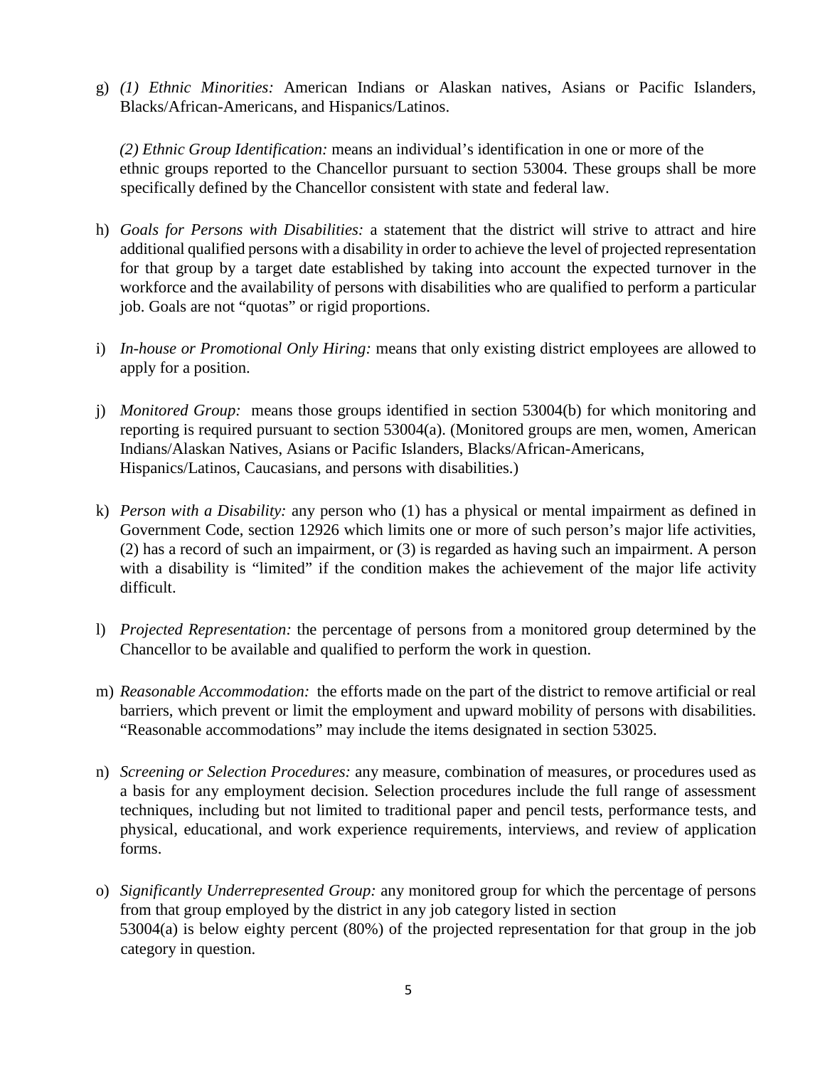g) *(1) Ethnic Minorities:* American Indians or Alaskan natives, Asians or Pacific Islanders, Blacks/African-Americans, and Hispanics/Latinos.

   *(2) Ethnic Group Identification:* means an individual's identification in one or more of the ethnic groups reported to the Chancellor pursuant to section 53004. These groups shall be more specifically defined by the Chancellor consistent with state and federal law.

h) *Goals for Persons with Disabilities:* a statement that the district will strive to attract and hire additional qualified persons with a disability in order to achieve the level of projected representation for that group by a target date established by taking into account the expected turnover in the workforce and the availability of persons with disabilities who are qualified to perform a particular job. Goals are not "quotas" or rigid proportions.

i) *In-house or Promotional Only Hiring:* means that only existing district employees are allowed to apply for a position.

j) *Monitored Group:* means those groups identified in section 53004(b) for which monitoring and reporting is required pursuant to section 53004(a). (Monitored groups are men, women, American Indians/Alaskan Natives, Asians or Pacific Islanders, Blacks/African-Americans, Hispanics/Latinos, Caucasians, and persons with disabilities.)

k) *Person with a Disability:* any person who (1) has a physical or mental impairment as defined in Government Code, section 12926 which limits one or more of such person's major life activities, (2) has a record of such an impairment, or (3) is regarded as having such an impairment. A person with a disability is "limited" if the condition makes the achievement of the major life activity difficult.

l) *Projected Representation:* the percentage of persons from a monitored group determined by the Chancellor to be available and qualified to perform the work in question.

m) *Reasonable Accommodation:* the efforts made on the part of the district to remove artificial or real barriers, which prevent or limit the employment and upward mobility of persons with disabilities. "Reasonable accommodations" may include the items designated in section 53025.

n) *Screening or Selection Procedures:* any measure, combination of measures, or procedures used as a basis for any employment decision. Selection procedures include the full range of assessment techniques, including but not limited to traditional paper and pencil tests, performance tests, and physical, educational, and work experience requirements, interviews, and review of application forms.

o) *Significantly Underrepresented Group:* any monitored group for which the percentage of persons from that group employed by the district in any job category listed in section 53004(a) is below eighty percent (80%) of the projected representation for that group in the job category in question.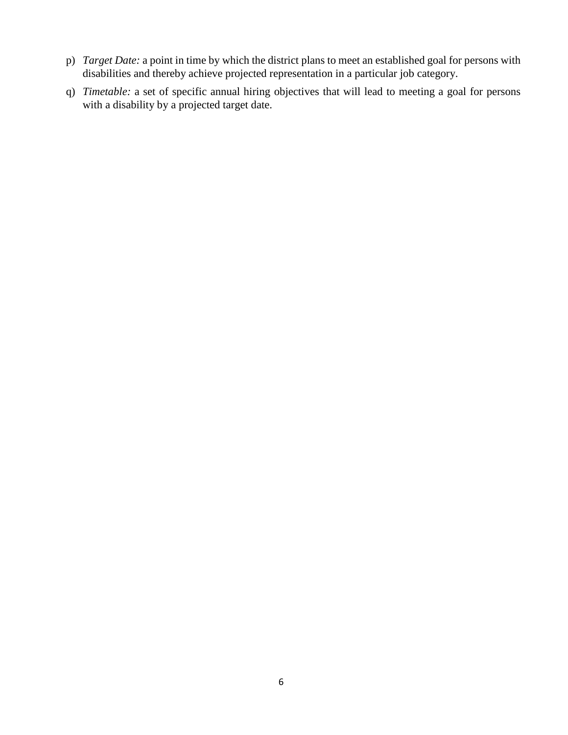p) *Target Date:* a point in time by which the district plans to meet an established goal for persons with disabilities and thereby achieve projected representation in a particular job category.

q) *Timetable:* a set of specific annual hiring objectives that will lead to meeting a goal for persons with a disability by a projected target date.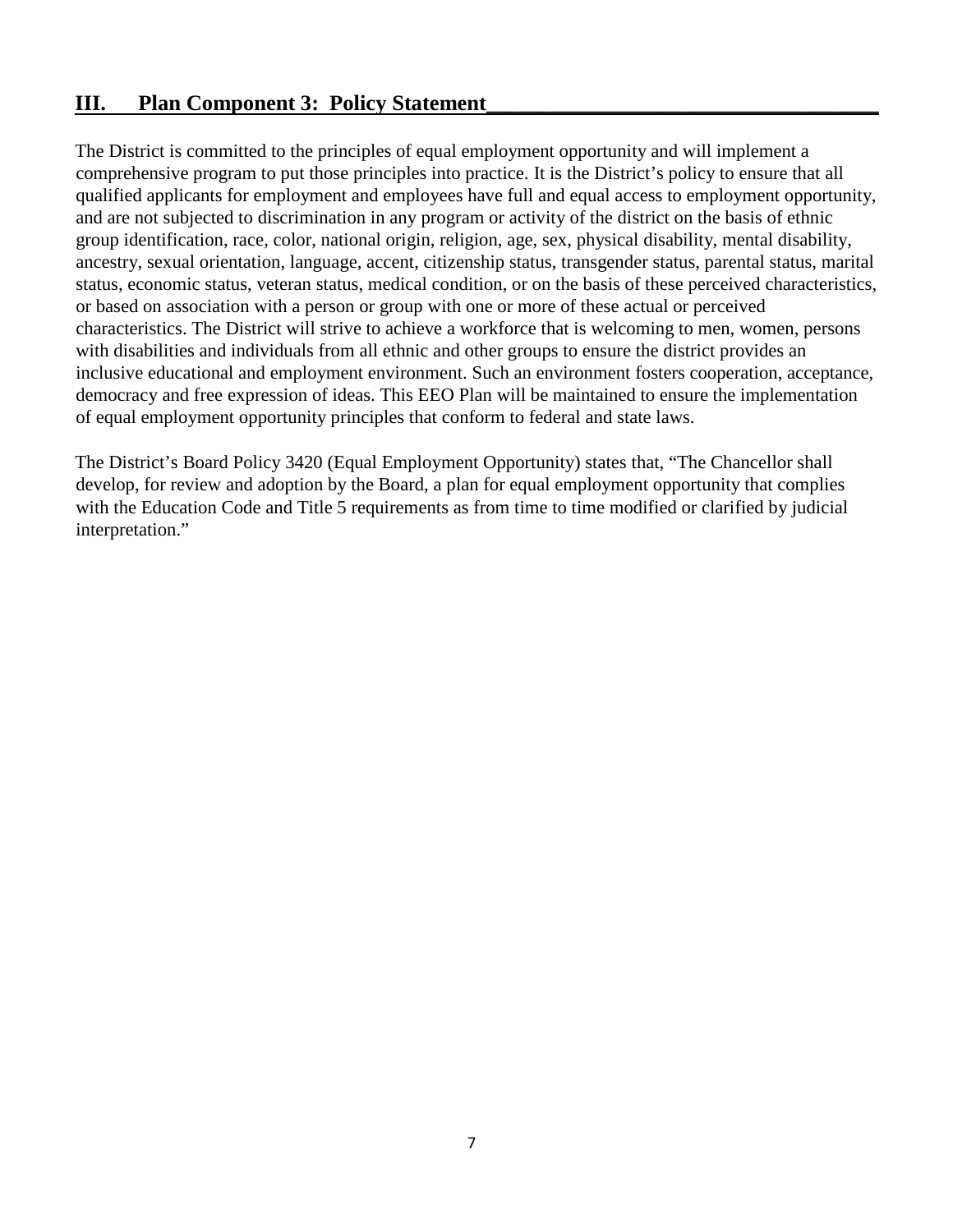## III. Plan Component 3: Policy Statement

The District is committed to the principles of equal employment opportunity and will implement a comprehensive program to put those principles into practice. It is the District's policy to ensure that all qualified applicants for employment and employees have full and equal access to employment opportunity, and are not subjected to discrimination in any program or activity of the district on the basis of ethnic group identification, race, color, national origin, religion, age, sex, physical disability, mental disability, ancestry, sexual orientation, language, accent, citizenship status, transgender status, parental status, marital status, economic status, veteran status, medical condition, or on the basis of these perceived characteristics, or based on association with a person or group with one or more of these actual or perceived characteristics. The District will strive to achieve a workforce that is welcoming to men, women, persons with disabilities and individuals from all ethnic and other groups to ensure the district provides an inclusive educational and employment environment. Such an environment fosters cooperation, acceptance, democracy and free expression of ideas. This EEO Plan will be maintained to ensure the implementation of equal employment opportunity principles that conform to federal and state laws.

The District's Board Policy 3420 (Equal Employment Opportunity) states that, "The Chancellor shall develop, for review and adoption by the Board, a plan for equal employment opportunity that complies with the Education Code and Title 5 requirements as from time to time modified or clarified by judicial interpretation."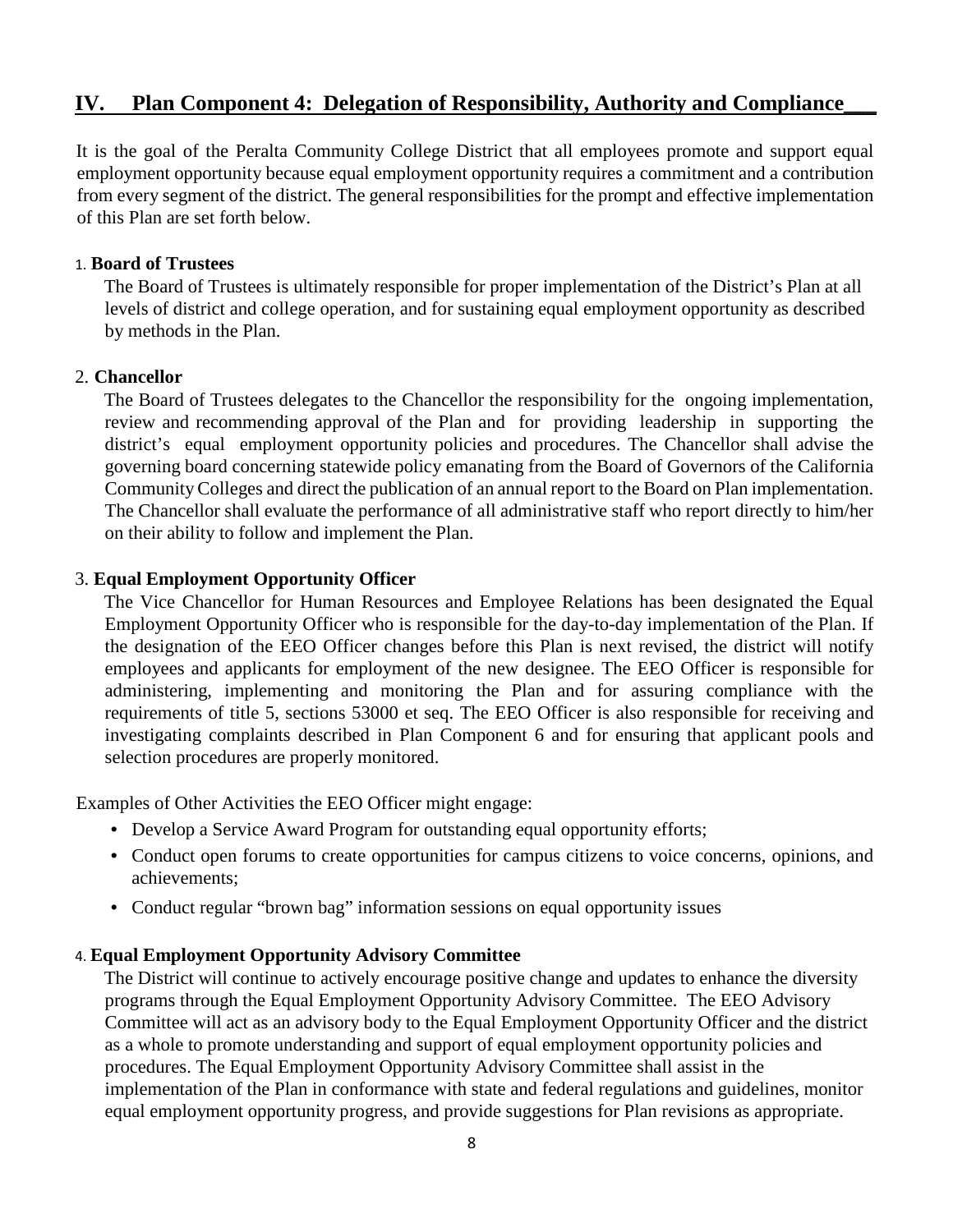## IV. Plan Component 4: Delegation of Responsibility, Authority and Compliance

It is the goal of the Peralta Community College District that all employees promote and support equal employment opportunity because equal employment opportunity requires a commitment and a contribution from every segment of the district. The general responsibilities for the prompt and effective implementation of this Plan are set forth below.

1. **Board of Trustees**

   The Board of Trustees is ultimately responsible for proper implementation of the District's Plan at all levels of district and college operation, and for sustaining equal employment opportunity as described by methods in the Plan.

2. **Chancellor**

   The Board of Trustees delegates to the Chancellor the responsibility for the ongoing implementation, review and recommending approval of the Plan and for providing leadership in supporting the district's equal employment opportunity policies and procedures. The Chancellor shall advise the governing board concerning statewide policy emanating from the Board of Governors of the California Community Colleges and direct the publication of an annual report to the Board on Plan implementation. The Chancellor shall evaluate the performance of all administrative staff who report directly to him/her on their ability to follow and implement the Plan.

3. **Equal Employment Opportunity Officer**

   The Vice Chancellor for Human Resources and Employee Relations has been designated the Equal Employment Opportunity Officer who is responsible for the day-to-day implementation of the Plan. If the designation of the EEO Officer changes before this Plan is next revised, the district will notify employees and applicants for employment of the new designee. The EEO Officer is responsible for administering, implementing and monitoring the Plan and for assuring compliance with the requirements of title 5, sections 53000 et seq. The EEO Officer is also responsible for receiving and investigating complaints described in Plan Component 6 and for ensuring that applicant pools and selection procedures are properly monitored.

Examples of Other Activities the EEO Officer might engage:

- Develop a Service Award Program for outstanding equal opportunity efforts;
- Conduct open forums to create opportunities for campus citizens to voice concerns, opinions, and achievements;
- Conduct regular "brown bag" information sessions on equal opportunity issues

4. **Equal Employment Opportunity Advisory Committee**

   The District will continue to actively encourage positive change and updates to enhance the diversity programs through the Equal Employment Opportunity Advisory Committee. The EEO Advisory Committee will act as an advisory body to the Equal Employment Opportunity Officer and the district as a whole to promote understanding and support of equal employment opportunity policies and procedures. The Equal Employment Opportunity Advisory Committee shall assist in the implementation of the Plan in conformance with state and federal regulations and guidelines, monitor equal employment opportunity progress, and provide suggestions for Plan revisions as appropriate.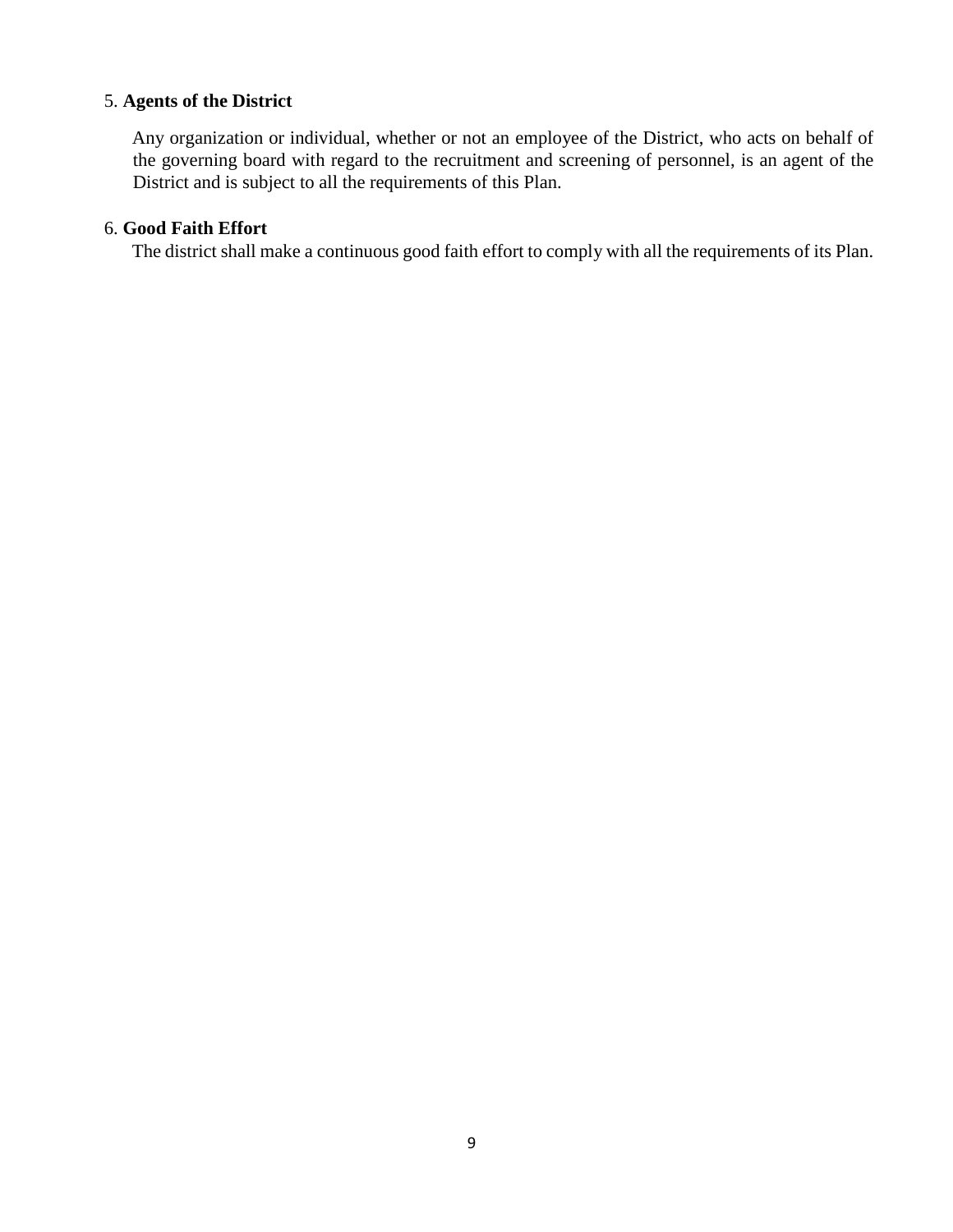5. **Agents of the District**

Any organization or individual, whether or not an employee of the District, who acts on behalf of the governing board with regard to the recruitment and screening of personnel, is an agent of the District and is subject to all the requirements of this Plan.

6. **Good Faith Effort**

The district shall make a continuous good faith effort to comply with all the requirements of its Plan.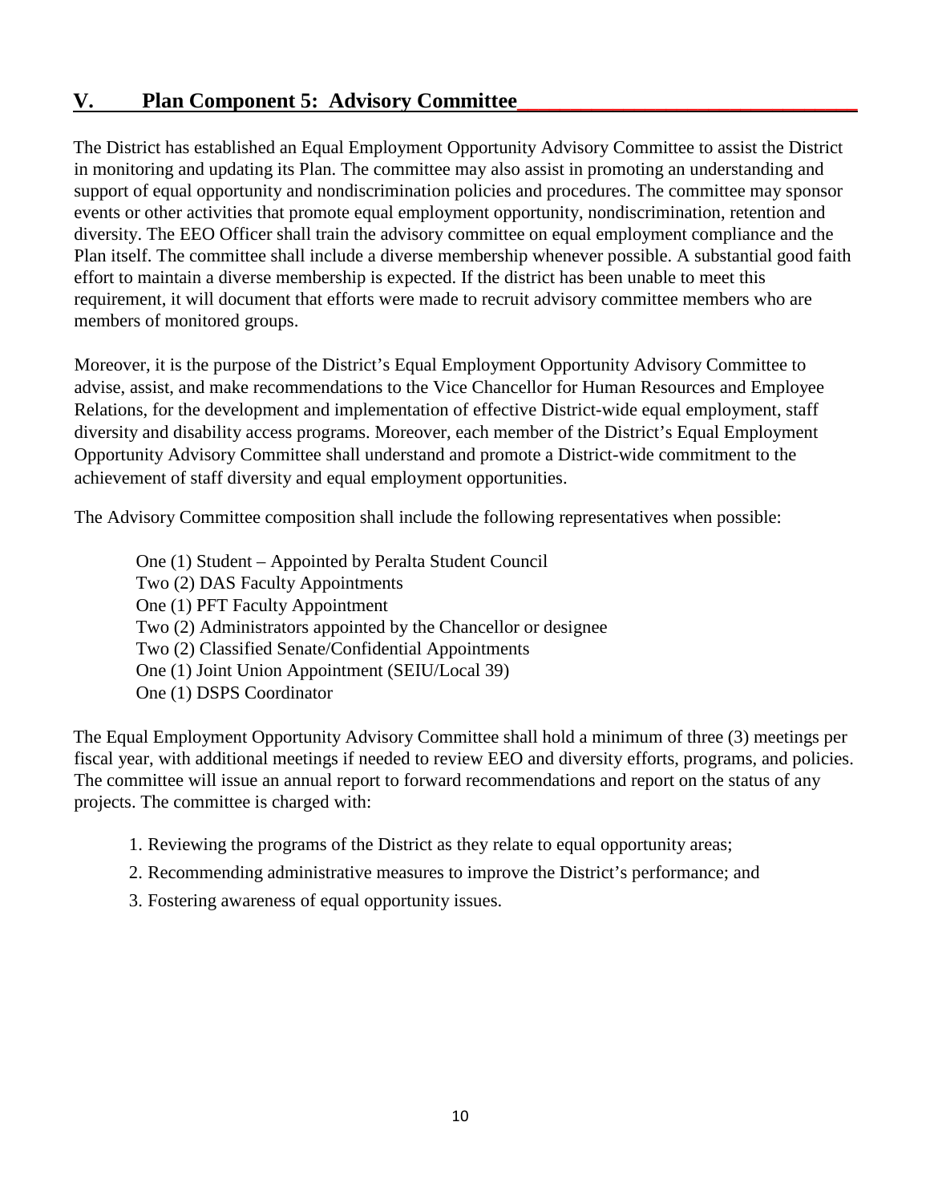## V. Plan Component 5: Advisory Committee

The District has established an Equal Employment Opportunity Advisory Committee to assist the District in monitoring and updating its Plan. The committee may also assist in promoting an understanding and support of equal opportunity and nondiscrimination policies and procedures. The committee may sponsor events or other activities that promote equal employment opportunity, nondiscrimination, retention and diversity. The EEO Officer shall train the advisory committee on equal employment compliance and the Plan itself. The committee shall include a diverse membership whenever possible. A substantial good faith effort to maintain a diverse membership is expected. If the district has been unable to meet this requirement, it will document that efforts were made to recruit advisory committee members who are members of monitored groups.

Moreover, it is the purpose of the District's Equal Employment Opportunity Advisory Committee to advise, assist, and make recommendations to the Vice Chancellor for Human Resources and Employee Relations, for the development and implementation of effective District-wide equal employment, staff diversity and disability access programs. Moreover, each member of the District's Equal Employment Opportunity Advisory Committee shall understand and promote a District-wide commitment to the achievement of staff diversity and equal employment opportunities.

The Advisory Committee composition shall include the following representatives when possible:

One (1) Student – Appointed by Peralta Student Council
Two (2) DAS Faculty Appointments
One (1) PFT Faculty Appointment
Two (2) Administrators appointed by the Chancellor or designee
Two (2) Classified Senate/Confidential Appointments
One (1) Joint Union Appointment (SEIU/Local 39)
One (1) DSPS Coordinator

The Equal Employment Opportunity Advisory Committee shall hold a minimum of three (3) meetings per fiscal year, with additional meetings if needed to review EEO and diversity efforts, programs, and policies. The committee will issue an annual report to forward recommendations and report on the status of any projects. The committee is charged with:

1. Reviewing the programs of the District as they relate to equal opportunity areas;
2. Recommending administrative measures to improve the District's performance; and
3. Fostering awareness of equal opportunity issues.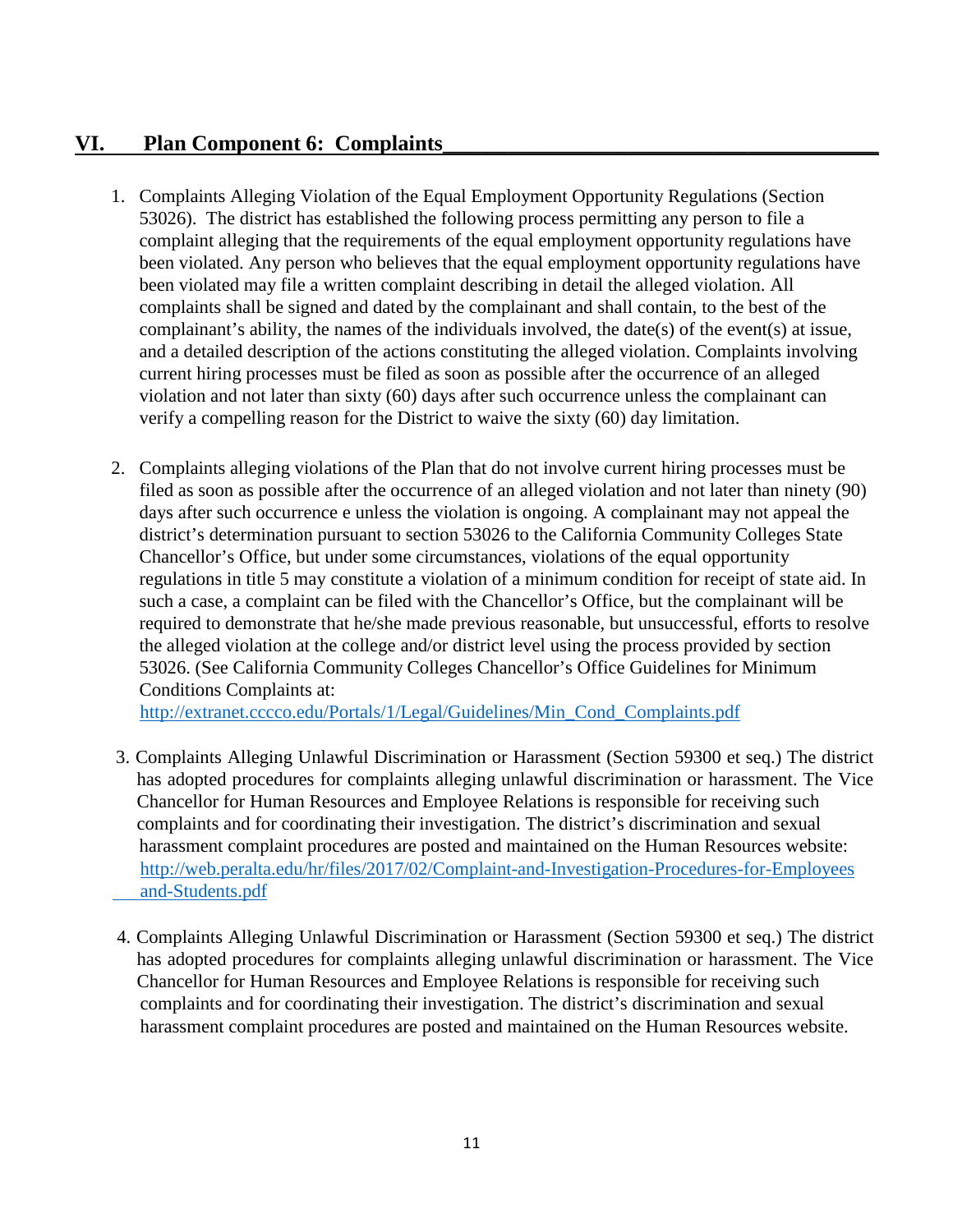## VI. Plan Component 6: Complaints

1. Complaints Alleging Violation of the Equal Employment Opportunity Regulations (Section 53026). The district has established the following process permitting any person to file a complaint alleging that the requirements of the equal employment opportunity regulations have been violated. Any person who believes that the equal employment opportunity regulations have been violated may file a written complaint describing in detail the alleged violation. All complaints shall be signed and dated by the complainant and shall contain, to the best of the complainant's ability, the names of the individuals involved, the date(s) of the event(s) at issue, and a detailed description of the actions constituting the alleged violation. Complaints involving current hiring processes must be filed as soon as possible after the occurrence of an alleged violation and not later than sixty (60) days after such occurrence unless the complainant can verify a compelling reason for the District to waive the sixty (60) day limitation.

2. Complaints alleging violations of the Plan that do not involve current hiring processes must be filed as soon as possible after the occurrence of an alleged violation and not later than ninety (90) days after such occurrence e unless the violation is ongoing. A complainant may not appeal the district's determination pursuant to section 53026 to the California Community Colleges State Chancellor's Office, but under some circumstances, violations of the equal opportunity regulations in title 5 may constitute a violation of a minimum condition for receipt of state aid. In such a case, a complaint can be filed with the Chancellor's Office, but the complainant will be required to demonstrate that he/she made previous reasonable, but unsuccessful, efforts to resolve the alleged violation at the college and/or district level using the process provided by section 53026. (See California Community Colleges Chancellor's Office Guidelines for Minimum Conditions Complaints at: http://extranet.cccco.edu/Portals/1/Legal/Guidelines/Min_Cond_Complaints.pdf

3. Complaints Alleging Unlawful Discrimination or Harassment (Section 59300 et seq.) The district has adopted procedures for complaints alleging unlawful discrimination or harassment. The Vice Chancellor for Human Resources and Employee Relations is responsible for receiving such complaints and for coordinating their investigation. The district's discrimination and sexual harassment complaint procedures are posted and maintained on the Human Resources website: http://web.peralta.edu/hr/files/2017/02/Complaint-and-Investigation-Procedures-for-Employees and-Students.pdf

4. Complaints Alleging Unlawful Discrimination or Harassment (Section 59300 et seq.) The district has adopted procedures for complaints alleging unlawful discrimination or harassment. The Vice Chancellor for Human Resources and Employee Relations is responsible for receiving such complaints and for coordinating their investigation. The district's discrimination and sexual harassment complaint procedures are posted and maintained on the Human Resources website.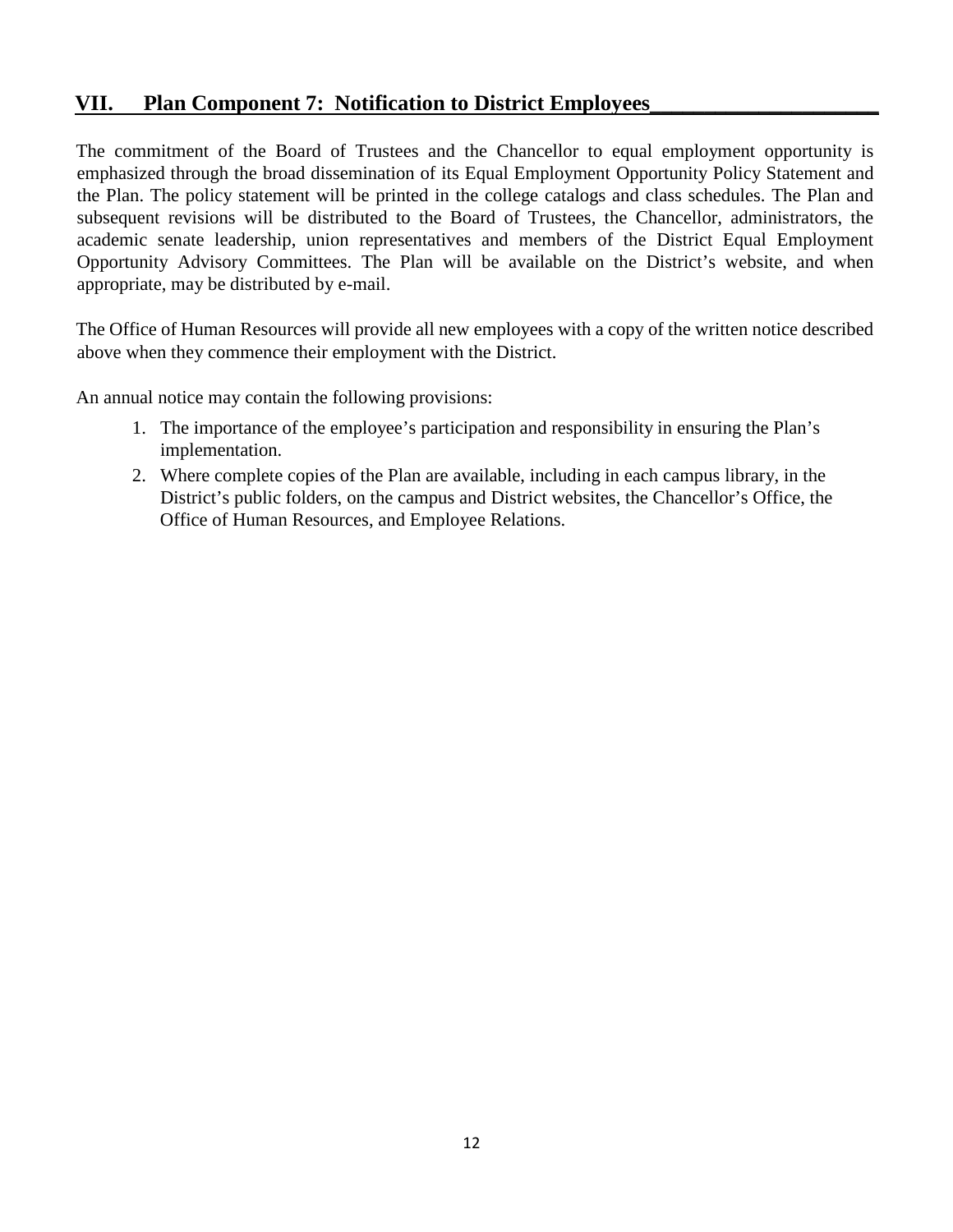## VII. Plan Component 7: Notification to District Employees

The commitment of the Board of Trustees and the Chancellor to equal employment opportunity is emphasized through the broad dissemination of its Equal Employment Opportunity Policy Statement and the Plan. The policy statement will be printed in the college catalogs and class schedules. The Plan and subsequent revisions will be distributed to the Board of Trustees, the Chancellor, administrators, the academic senate leadership, union representatives and members of the District Equal Employment Opportunity Advisory Committees. The Plan will be available on the District's website, and when appropriate, may be distributed by e-mail.

The Office of Human Resources will provide all new employees with a copy of the written notice described above when they commence their employment with the District.

An annual notice may contain the following provisions:

1. The importance of the employee's participation and responsibility in ensuring the Plan's implementation.
2. Where complete copies of the Plan are available, including in each campus library, in the District's public folders, on the campus and District websites, the Chancellor's Office, the Office of Human Resources, and Employee Relations.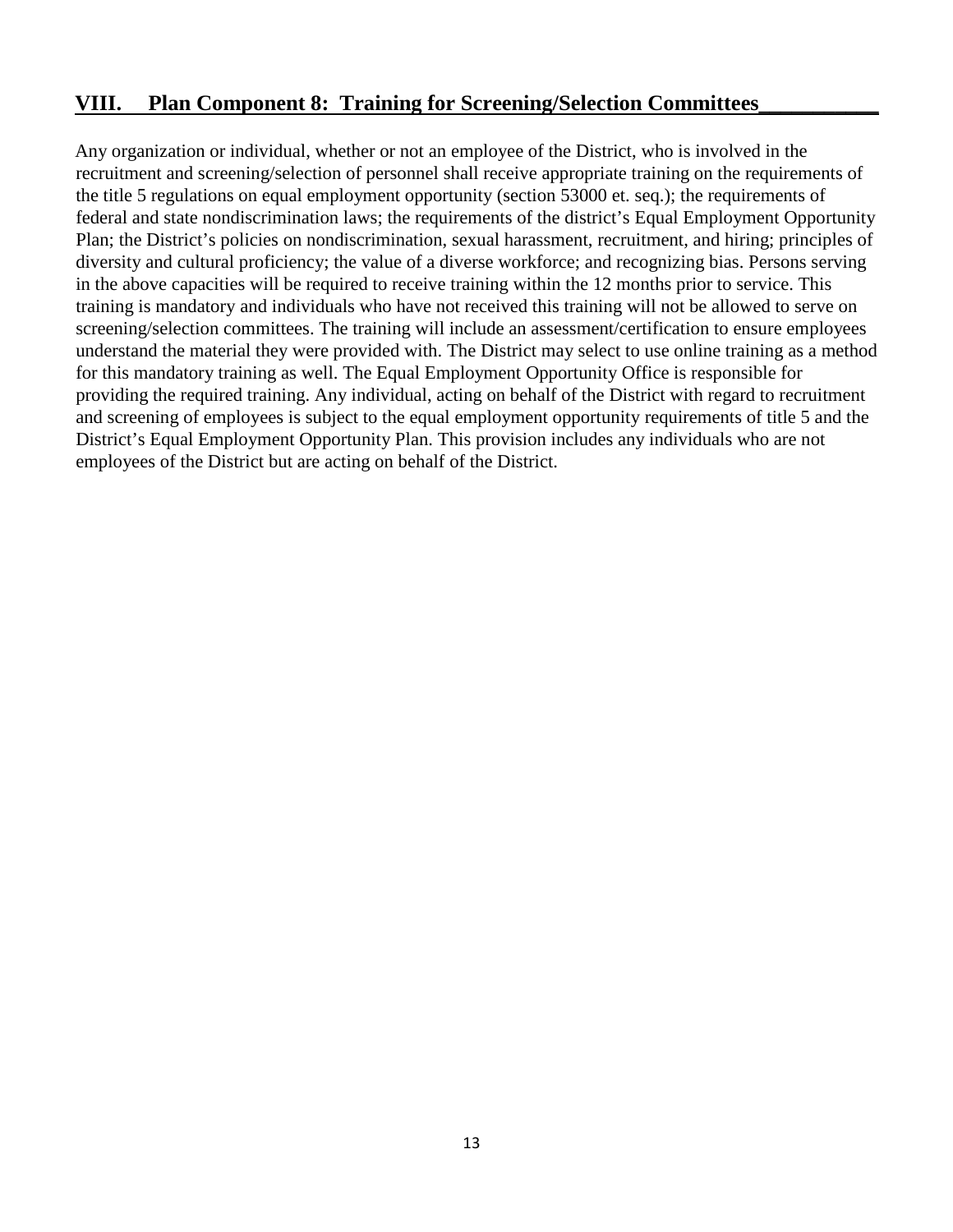## VIII. Plan Component 8: Training for Screening/Selection Committees

Any organization or individual, whether or not an employee of the District, who is involved in the recruitment and screening/selection of personnel shall receive appropriate training on the requirements of the title 5 regulations on equal employment opportunity (section 53000 et. seq.); the requirements of federal and state nondiscrimination laws; the requirements of the district's Equal Employment Opportunity Plan; the District's policies on nondiscrimination, sexual harassment, recruitment, and hiring; principles of diversity and cultural proficiency; the value of a diverse workforce; and recognizing bias. Persons serving in the above capacities will be required to receive training within the 12 months prior to service. This training is mandatory and individuals who have not received this training will not be allowed to serve on screening/selection committees. The training will include an assessment/certification to ensure employees understand the material they were provided with. The District may select to use online training as a method for this mandatory training as well. The Equal Employment Opportunity Office is responsible for providing the required training. Any individual, acting on behalf of the District with regard to recruitment and screening of employees is subject to the equal employment opportunity requirements of title 5 and the District's Equal Employment Opportunity Plan. This provision includes any individuals who are not employees of the District but are acting on behalf of the District.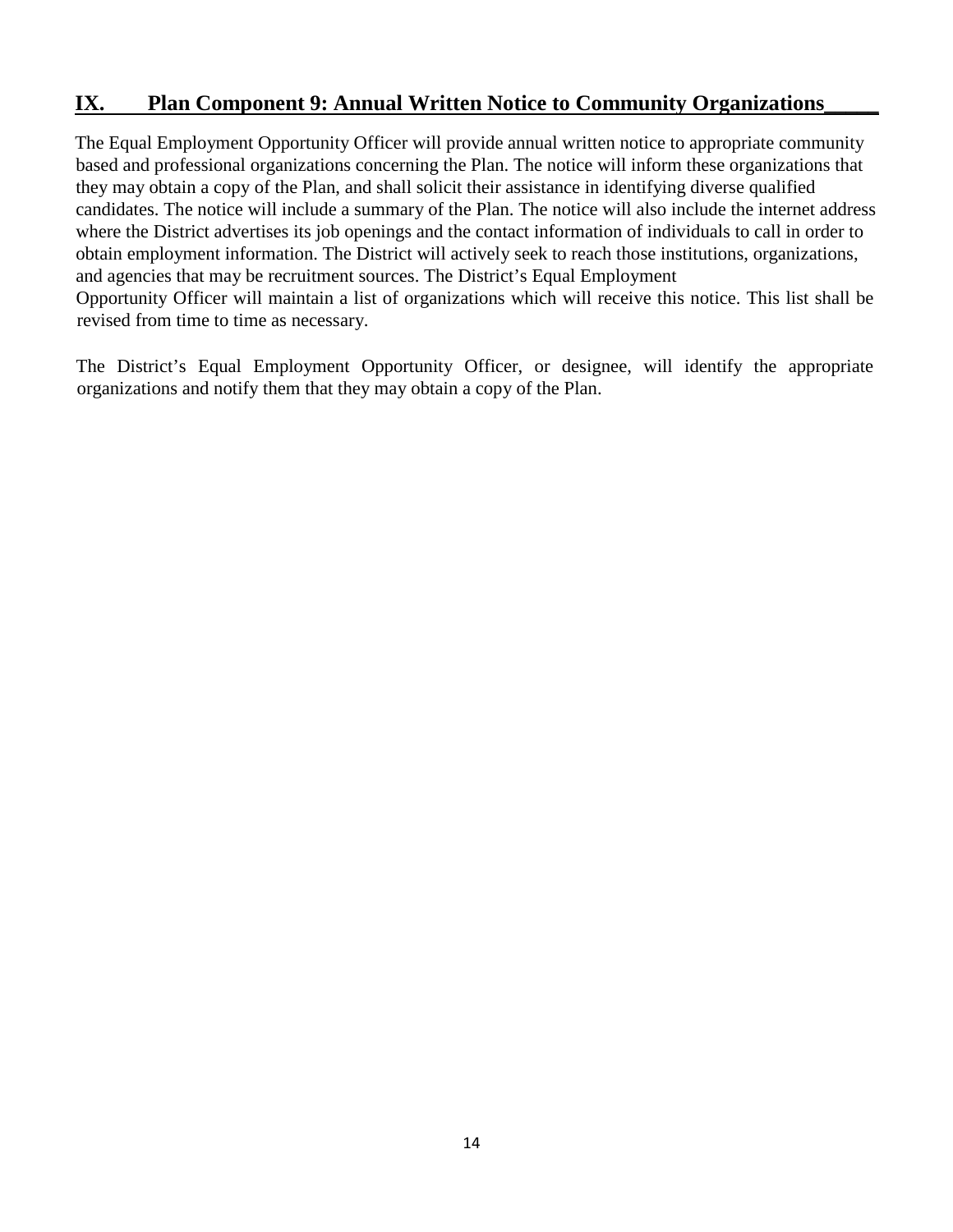## IX. Plan Component 9: Annual Written Notice to Community Organizations

The Equal Employment Opportunity Officer will provide annual written notice to appropriate community based and professional organizations concerning the Plan. The notice will inform these organizations that they may obtain a copy of the Plan, and shall solicit their assistance in identifying diverse qualified candidates. The notice will include a summary of the Plan. The notice will also include the internet address where the District advertises its job openings and the contact information of individuals to call in order to obtain employment information. The District will actively seek to reach those institutions, organizations, and agencies that may be recruitment sources. The District's Equal Employment Opportunity Officer will maintain a list of organizations which will receive this notice. This list shall be revised from time to time as necessary.

The District's Equal Employment Opportunity Officer, or designee, will identify the appropriate organizations and notify them that they may obtain a copy of the Plan.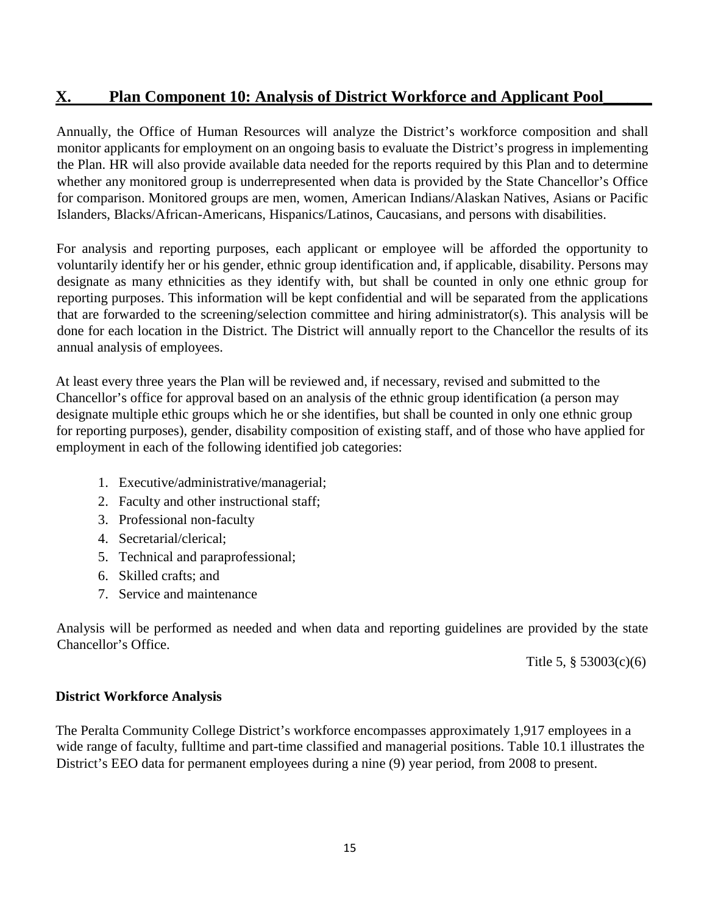## X. Plan Component 10: Analysis of District Workforce and Applicant Pool

Annually, the Office of Human Resources will analyze the District's workforce composition and shall monitor applicants for employment on an ongoing basis to evaluate the District's progress in implementing the Plan. HR will also provide available data needed for the reports required by this Plan and to determine whether any monitored group is underrepresented when data is provided by the State Chancellor's Office for comparison. Monitored groups are men, women, American Indians/Alaskan Natives, Asians or Pacific Islanders, Blacks/African-Americans, Hispanics/Latinos, Caucasians, and persons with disabilities.

For analysis and reporting purposes, each applicant or employee will be afforded the opportunity to voluntarily identify her or his gender, ethnic group identification and, if applicable, disability. Persons may designate as many ethnicities as they identify with, but shall be counted in only one ethnic group for reporting purposes. This information will be kept confidential and will be separated from the applications that are forwarded to the screening/selection committee and hiring administrator(s). This analysis will be done for each location in the District. The District will annually report to the Chancellor the results of its annual analysis of employees.

At least every three years the Plan will be reviewed and, if necessary, revised and submitted to the Chancellor's office for approval based on an analysis of the ethnic group identification (a person may designate multiple ethic groups which he or she identifies, but shall be counted in only one ethnic group for reporting purposes), gender, disability composition of existing staff, and of those who have applied for employment in each of the following identified job categories:

1. Executive/administrative/managerial;
2. Faculty and other instructional staff;
3. Professional non-faculty
4. Secretarial/clerical;
5. Technical and paraprofessional;
6. Skilled crafts; and
7. Service and maintenance

Analysis will be performed as needed and when data and reporting guidelines are provided by the state Chancellor's Office.

Title 5, § 53003(c)(6)

### District Workforce Analysis

The Peralta Community College District's workforce encompasses approximately 1,917 employees in a wide range of faculty, fulltime and part-time classified and managerial positions. Table 10.1 illustrates the District's EEO data for permanent employees during a nine (9) year period, from 2008 to present.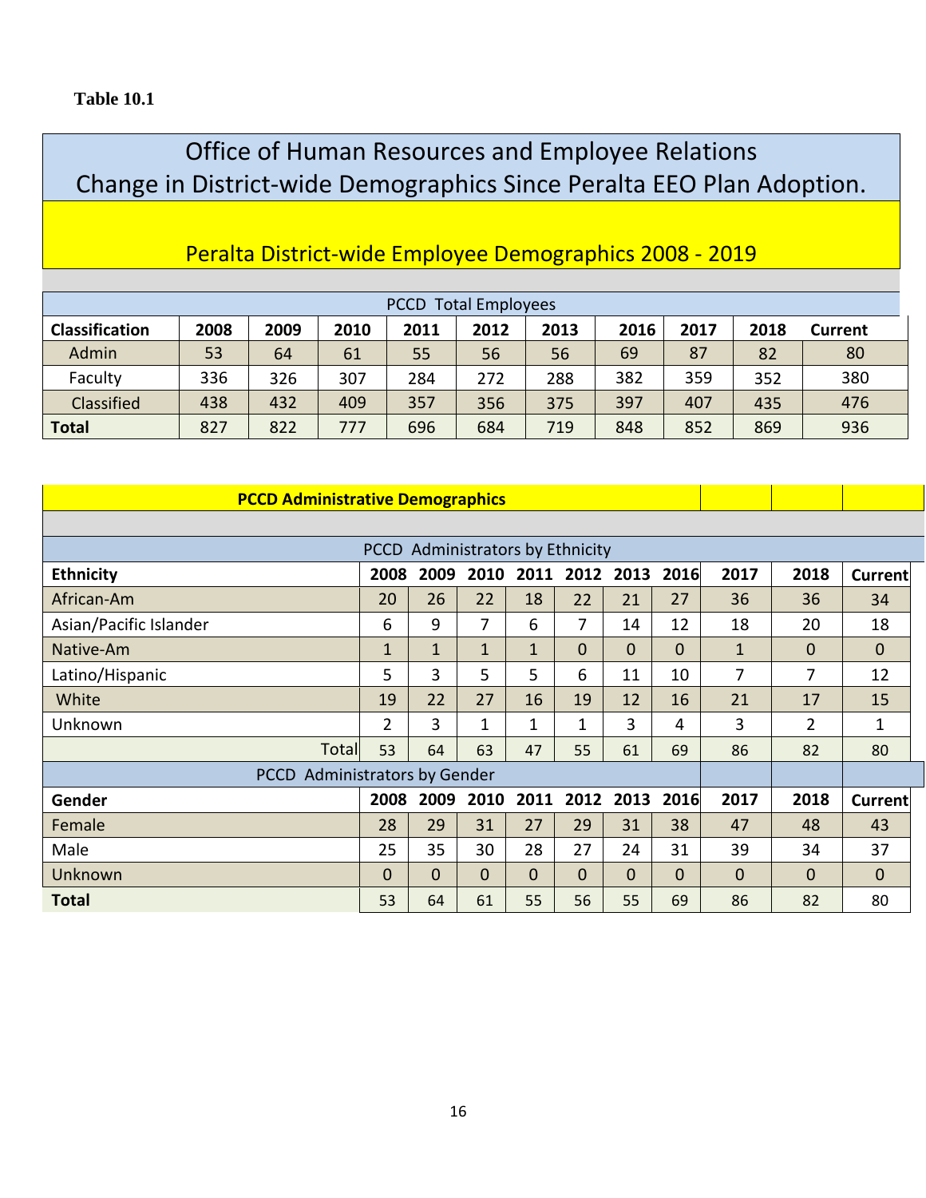**Table 10.1**

# Office of Human Resources and Employee Relations
# Change in District-wide Demographics Since Peralta EEO Plan Adoption.

## Peralta District-wide Employee Demographics 2008 - 2019

| PCCD Total Employees | | | | | | | | | | |
|---|---|---|---|---|---|---|---|---|---|---|
| **Classification** | **2008** | **2009** | **2010** | **2011** | **2012** | **2013** | **2016** | **2017** | **2018** | **Current** |
| Admin | 53 | 64 | 61 | 55 | 56 | 56 | 69 | 87 | 82 | 80 |
| Faculty | 336 | 326 | 307 | 284 | 272 | 288 | 382 | 359 | 352 | 380 |
| Classified | 438 | 432 | 409 | 357 | 356 | 375 | 397 | 407 | 435 | 476 |
| **Total** | 827 | 822 | 777 | 696 | 684 | 719 | 848 | 852 | 869 | 936 |

**PCCD Administrative Demographics**

| PCCD Administrators by Ethnicity | | | | | | | | | | |
|---|---|---|---|---|---|---|---|---|---|---|
| **Ethnicity** | **2008** | **2009** | **2010** | **2011** | **2012** | **2013** | **2016** | **2017** | **2018** | **Current** |
| African-Am | 20 | 26 | 22 | 18 | 22 | 21 | 27 | 36 | 36 | 34 |
| Asian/Pacific Islander | 6 | 9 | 7 | 6 | 7 | 14 | 12 | 18 | 20 | 18 |
| Native-Am | 1 | 1 | 1 | 1 | 0 | 0 | 0 | 1 | 0 | 0 |
| Latino/Hispanic | 5 | 3 | 5 | 5 | 6 | 11 | 10 | 7 | 7 | 12 |
| White | 19 | 22 | 27 | 16 | 19 | 12 | 16 | 21 | 17 | 15 |
| Unknown | 2 | 3 | 1 | 1 | 1 | 3 | 4 | 3 | 2 | 1 |
| Total | 53 | 64 | 63 | 47 | 55 | 61 | 69 | 86 | 82 | 80 |
| **PCCD Administrators by Gender** | | | | | | | | | | |
| **Gender** | **2008** | **2009** | **2010** | **2011** | **2012** | **2013** | **2016** | **2017** | **2018** | **Current** |
| Female | 28 | 29 | 31 | 27 | 29 | 31 | 38 | 47 | 48 | 43 |
| Male | 25 | 35 | 30 | 28 | 27 | 24 | 31 | 39 | 34 | 37 |
| Unknown | 0 | 0 | 0 | 0 | 0 | 0 | 0 | 0 | 0 | 0 |
| **Total** | 53 | 64 | 61 | 55 | 56 | 55 | 69 | 86 | 82 | 80 |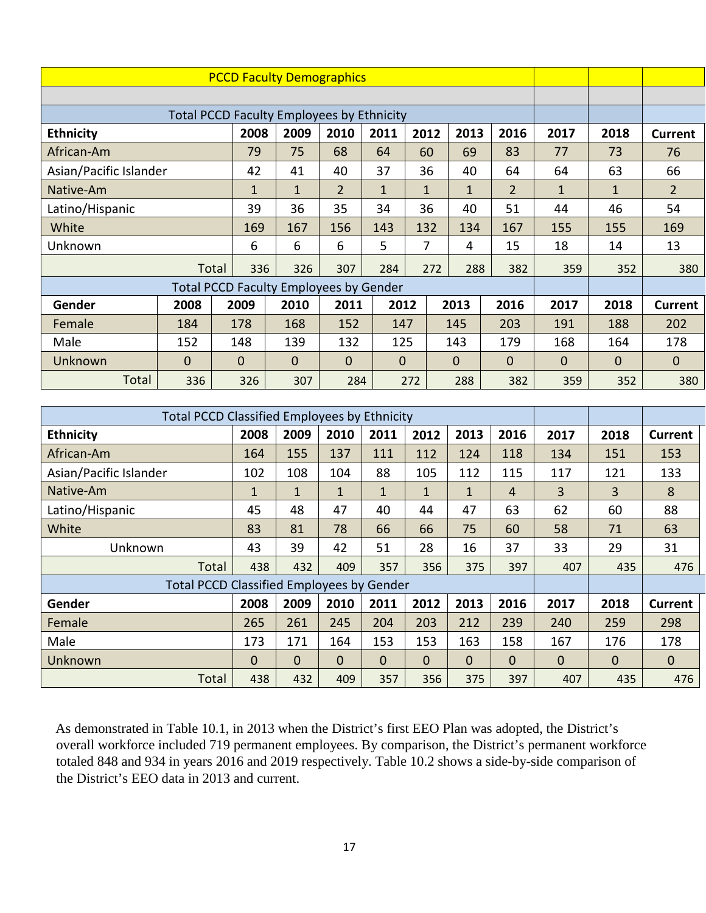## PCCD Faculty Demographics

| Total PCCD Faculty Employees by Ethnicity | | | | | | | | | | |
|---|---|---|---|---|---|---|---|---|---|---|
| **Ethnicity** | **2008** | **2009** | **2010** | **2011** | **2012** | **2013** | **2016** | **2017** | **2018** | **Current** |
| African-Am | 79 | 75 | 68 | 64 | 60 | 69 | 83 | 77 | 73 | 76 |
| Asian/Pacific Islander | 42 | 41 | 40 | 37 | 36 | 40 | 64 | 64 | 63 | 66 |
| Native-Am | 1 | 1 | 2 | 1 | 1 | 1 | 2 | 1 | 1 | 2 |
| Latino/Hispanic | 39 | 36 | 35 | 34 | 36 | 40 | 51 | 44 | 46 | 54 |
| White | 169 | 167 | 156 | 143 | 132 | 134 | 167 | 155 | 155 | 169 |
| Unknown | 6 | 6 | 6 | 5 | 7 | 4 | 15 | 18 | 14 | 13 |
| Total | 336 | 326 | 307 | 284 | 272 | 288 | 382 | 359 | 352 | 380 |

| Total PCCD Faculty Employees by Gender | | | | | | | | | | |
|---|---|---|---|---|---|---|---|---|---|---|
| **Gender** | **2008** | **2009** | **2010** | **2011** | **2012** | **2013** | **2016** | **2017** | **2018** | **Current** |
| Female | 184 | 178 | 168 | 152 | 147 | 145 | 203 | 191 | 188 | 202 |
| Male | 152 | 148 | 139 | 132 | 125 | 143 | 179 | 168 | 164 | 178 |
| Unknown | 0 | 0 | 0 | 0 | 0 | 0 | 0 | 0 | 0 | 0 |
| Total | 336 | 326 | 307 | 284 | 272 | 288 | 382 | 359 | 352 | 380 |

| Total PCCD Classified Employees by Ethnicity | | | | | | | | | | |
|---|---|---|---|---|---|---|---|---|---|---|
| **Ethnicity** | **2008** | **2009** | **2010** | **2011** | **2012** | **2013** | **2016** | **2017** | **2018** | **Current** |
| African-Am | 164 | 155 | 137 | 111 | 112 | 124 | 118 | 134 | 151 | 153 |
| Asian/Pacific Islander | 102 | 108 | 104 | 88 | 105 | 112 | 115 | 117 | 121 | 133 |
| Native-Am | 1 | 1 | 1 | 1 | 1 | 1 | 4 | 3 | 3 | 8 |
| Latino/Hispanic | 45 | 48 | 47 | 40 | 44 | 47 | 63 | 62 | 60 | 88 |
| White | 83 | 81 | 78 | 66 | 66 | 75 | 60 | 58 | 71 | 63 |
| Unknown | 43 | 39 | 42 | 51 | 28 | 16 | 37 | 33 | 29 | 31 |
| Total | 438 | 432 | 409 | 357 | 356 | 375 | 397 | 407 | 435 | 476 |

| Total PCCD Classified Employees by Gender | | | | | | | | | | |
|---|---|---|---|---|---|---|---|---|---|---|
| **Gender** | **2008** | **2009** | **2010** | **2011** | **2012** | **2013** | **2016** | **2017** | **2018** | **Current** |
| Female | 265 | 261 | 245 | 204 | 203 | 212 | 239 | 240 | 259 | 298 |
| Male | 173 | 171 | 164 | 153 | 153 | 163 | 158 | 167 | 176 | 178 |
| Unknown | 0 | 0 | 0 | 0 | 0 | 0 | 0 | 0 | 0 | 0 |
| Total | 438 | 432 | 409 | 357 | 356 | 375 | 397 | 407 | 435 | 476 |

As demonstrated in Table 10.1, in 2013 when the District's first EEO Plan was adopted, the District's overall workforce included 719 permanent employees. By comparison, the District's permanent workforce totaled 848 and 934 in years 2016 and 2019 respectively. Table 10.2 shows a side-by-side comparison of the District's EEO data in 2013 and current.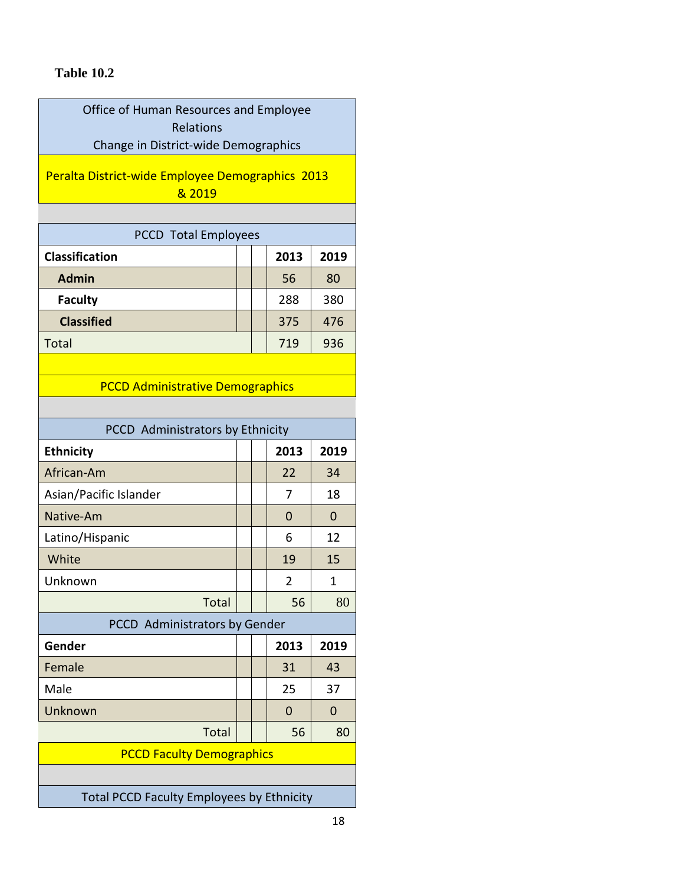**Table 10.2**

Office of Human Resources and Employee Relations
Change in District-wide Demographics

Peralta District-wide Employee Demographics 2013 & 2019

PCCD Total Employees

| Classification | | | 2013 | 2019 |
|---|---|---|---|---|
| **Admin** | | | 56 | 80 |
| **Faculty** | | | 288 | 380 |
| **Classified** | | | 375 | 476 |
| Total | | | 719 | 936 |

PCCD Administrative Demographics

PCCD Administrators by Ethnicity

| Ethnicity | | | 2013 | 2019 |
|---|---|---|---|---|
| African-Am | | | 22 | 34 |
| Asian/Pacific Islander | | | 7 | 18 |
| Native-Am | | | 0 | 0 |
| Latino/Hispanic | | | 6 | 12 |
| White | | | 19 | 15 |
| Unknown | | | 2 | 1 |
| Total | | | 56 | 80 |

PCCD Administrators by Gender

| Gender | | | 2013 | 2019 |
|---|---|---|---|---|
| Female | | | 31 | 43 |
| Male | | | 25 | 37 |
| Unknown | | | 0 | 0 |
| Total | | | 56 | 80 |

PCCD Faculty Demographics

Total PCCD Faculty Employees by Ethnicity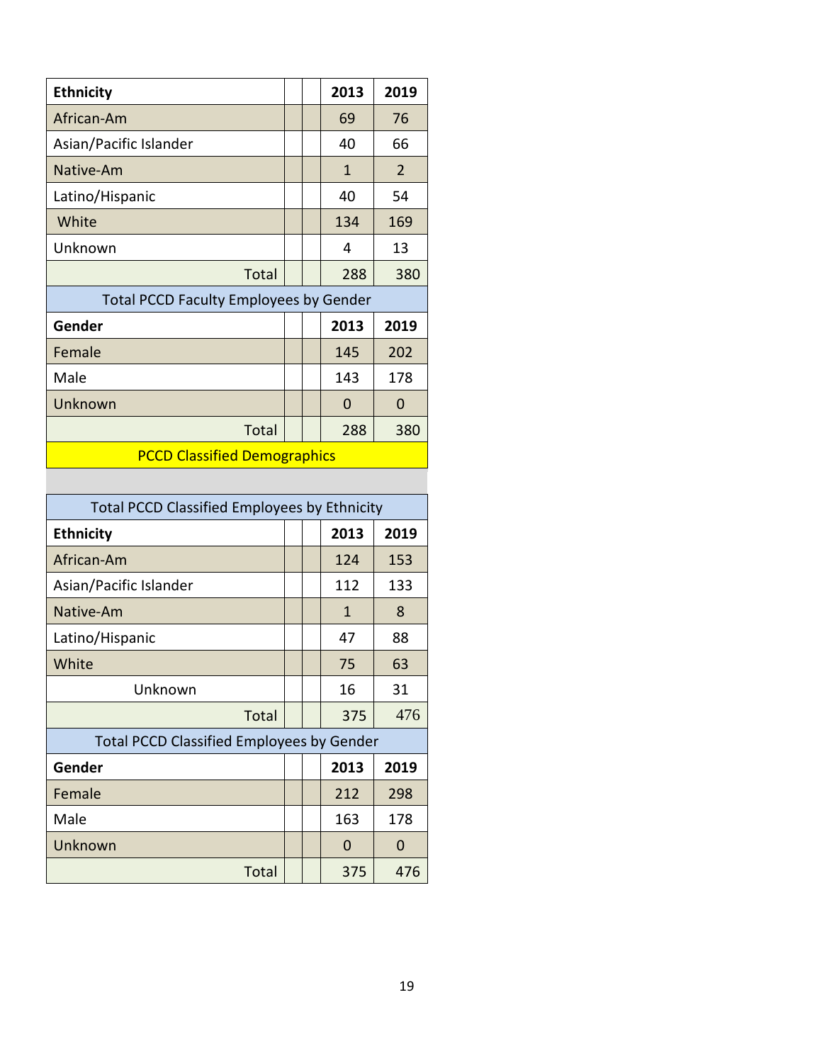| Ethnicity | | | 2013 | 2019 |
|---|---|---|---|---|
| African-Am | | | 69 | 76 |
| Asian/Pacific Islander | | | 40 | 66 |
| Native-Am | | | 1 | 2 |
| Latino/Hispanic | | | 40 | 54 |
| White | | | 134 | 169 |
| Unknown | | | 4 | 13 |
| Total | | | 288 | 380 |

**Total PCCD Faculty Employees by Gender**

| Gender | | | 2013 | 2019 |
|---|---|---|---|---|
| Female | | | 145 | 202 |
| Male | | | 143 | 178 |
| Unknown | | | 0 | 0 |
| Total | | | 288 | 380 |

## PCCD Classified Demographics

**Total PCCD Classified Employees by Ethnicity**

| Ethnicity | | | 2013 | 2019 |
|---|---|---|---|---|
| African-Am | | | 124 | 153 |
| Asian/Pacific Islander | | | 112 | 133 |
| Native-Am | | | 1 | 8 |
| Latino/Hispanic | | | 47 | 88 |
| White | | | 75 | 63 |
| Unknown | | | 16 | 31 |
| Total | | | 375 | 476 |

**Total PCCD Classified Employees by Gender**

| Gender | | | 2013 | 2019 |
|---|---|---|---|---|
| Female | | | 212 | 298 |
| Male | | | 163 | 178 |
| Unknown | | | 0 | 0 |
| Total | | | 375 | 476 |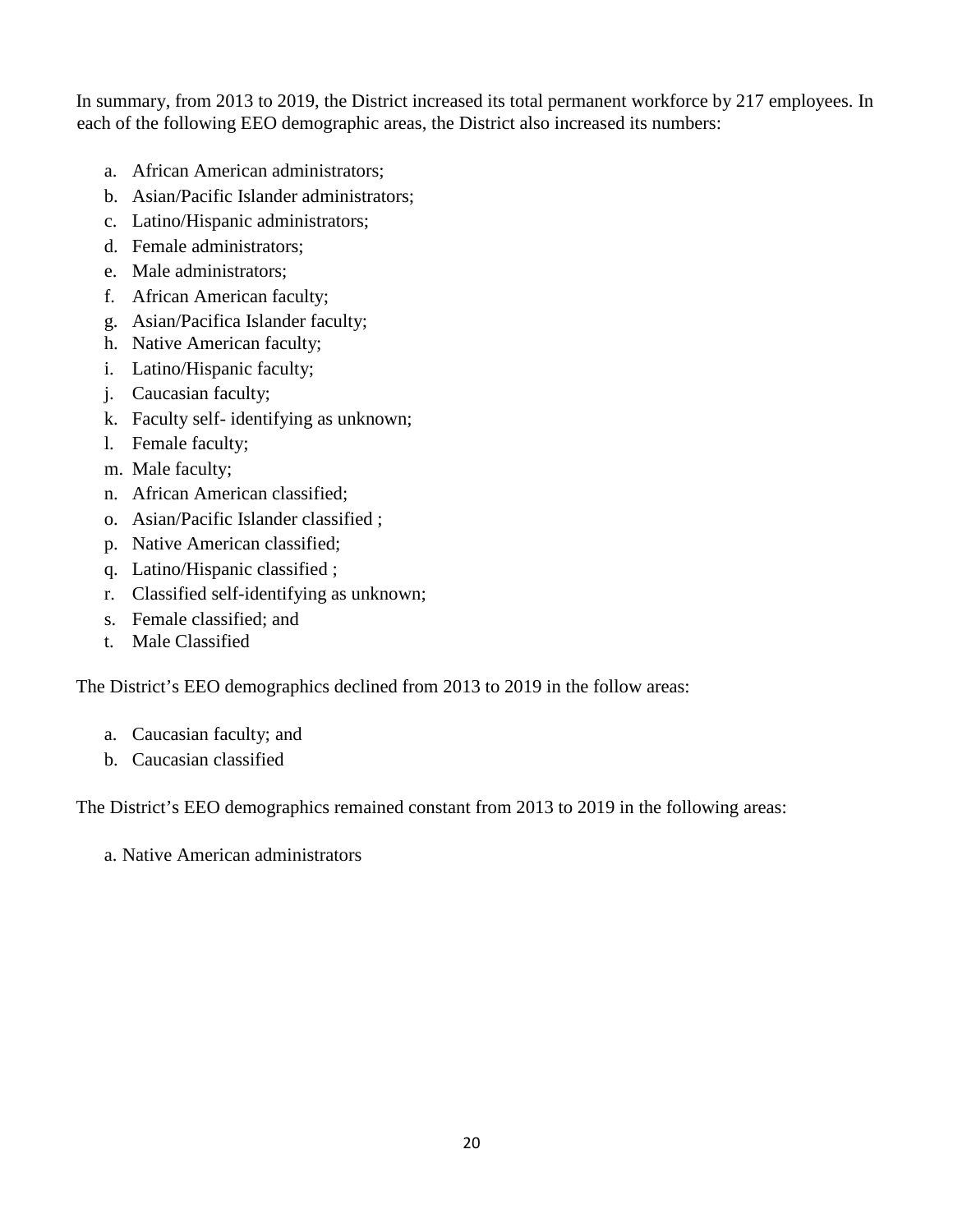In summary, from 2013 to 2019, the District increased its total permanent workforce by 217 employees. In each of the following EEO demographic areas, the District also increased its numbers:

a. African American administrators;
b. Asian/Pacific Islander administrators;
c. Latino/Hispanic administrators;
d. Female administrators;
e. Male administrators;
f. African American faculty;
g. Asian/Pacifica Islander faculty;
h. Native American faculty;
i. Latino/Hispanic faculty;
j. Caucasian faculty;
k. Faculty self- identifying as unknown;
l. Female faculty;
m. Male faculty;
n. African American classified;
o. Asian/Pacific Islander classified ;
p. Native American classified;
q. Latino/Hispanic classified ;
r. Classified self-identifying as unknown;
s. Female classified; and
t. Male Classified

The District's EEO demographics declined from 2013 to 2019 in the follow areas:

a. Caucasian faculty; and
b. Caucasian classified

The District's EEO demographics remained constant from 2013 to 2019 in the following areas:

a. Native American administrators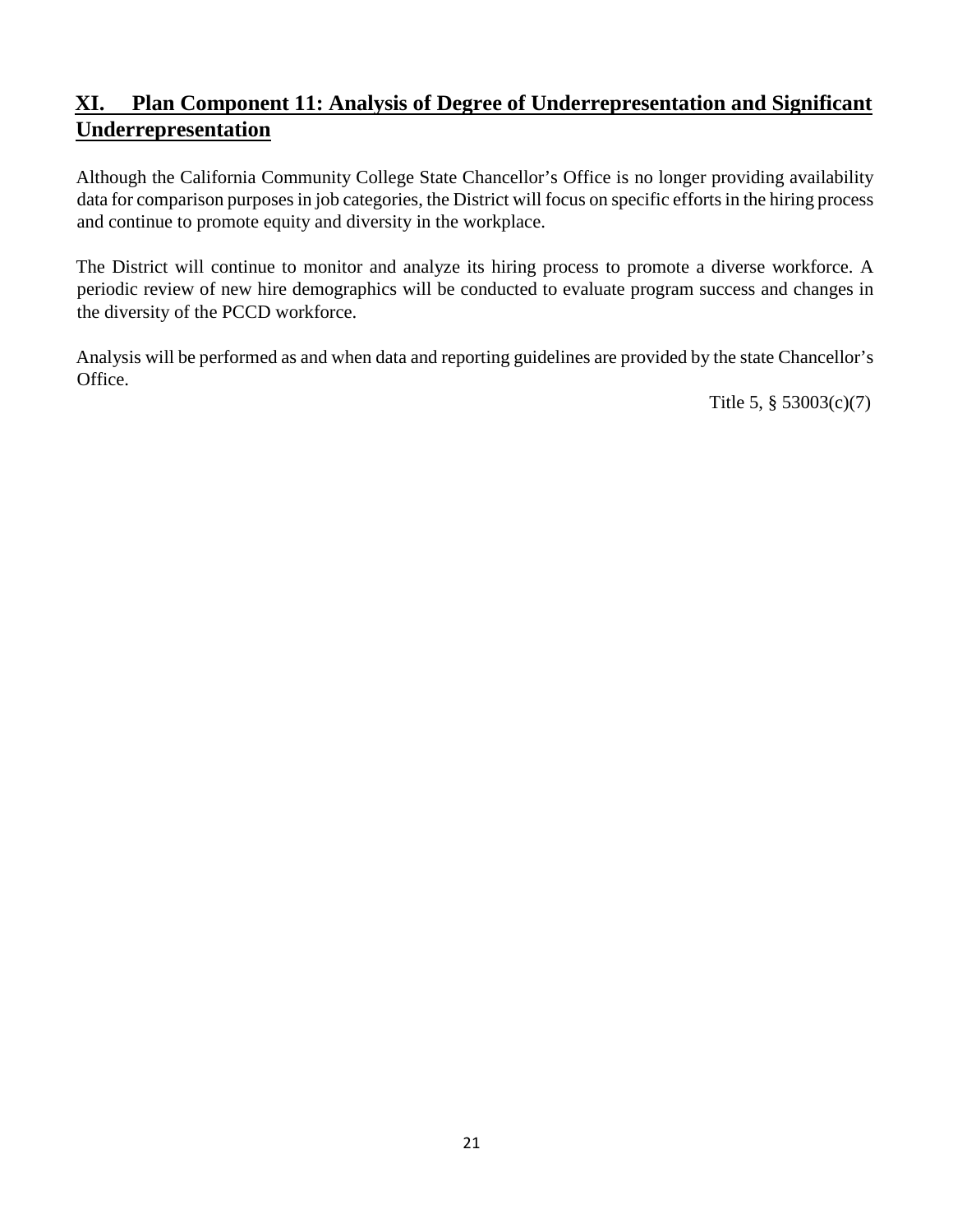## XI. Plan Component 11: Analysis of Degree of Underrepresentation and Significant Underrepresentation

Although the California Community College State Chancellor's Office is no longer providing availability data for comparison purposes in job categories, the District will focus on specific efforts in the hiring process and continue to promote equity and diversity in the workplace.

The District will continue to monitor and analyze its hiring process to promote a diverse workforce. A periodic review of new hire demographics will be conducted to evaluate program success and changes in the diversity of the PCCD workforce.

Analysis will be performed as and when data and reporting guidelines are provided by the state Chancellor's Office.

Title 5, § 53003(c)(7)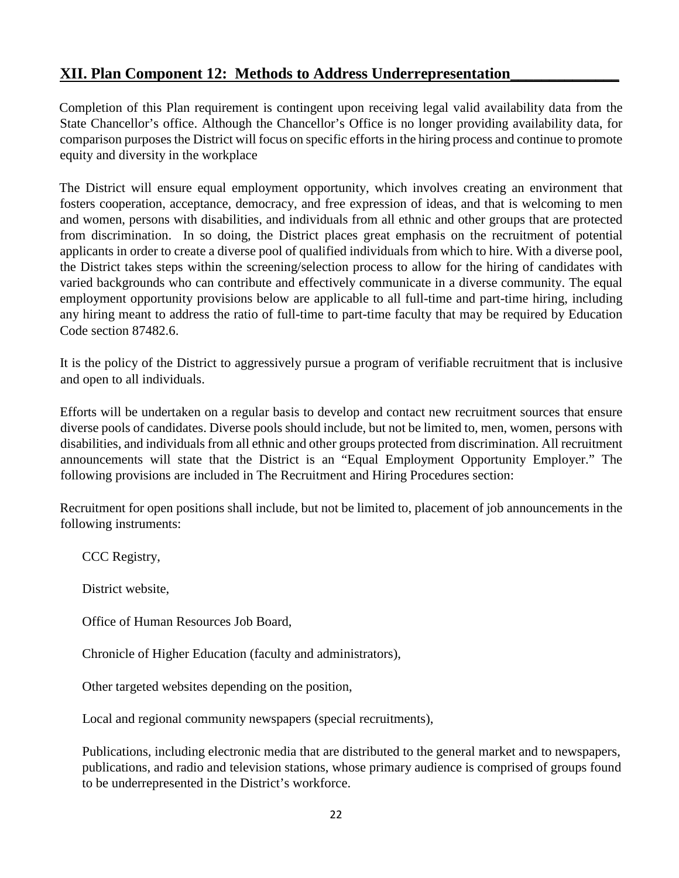## XII. Plan Component 12: Methods to Address Underrepresentation

Completion of this Plan requirement is contingent upon receiving legal valid availability data from the State Chancellor's office. Although the Chancellor's Office is no longer providing availability data, for comparison purposes the District will focus on specific efforts in the hiring process and continue to promote equity and diversity in the workplace

The District will ensure equal employment opportunity, which involves creating an environment that fosters cooperation, acceptance, democracy, and free expression of ideas, and that is welcoming to men and women, persons with disabilities, and individuals from all ethnic and other groups that are protected from discrimination. In so doing, the District places great emphasis on the recruitment of potential applicants in order to create a diverse pool of qualified individuals from which to hire. With a diverse pool, the District takes steps within the screening/selection process to allow for the hiring of candidates with varied backgrounds who can contribute and effectively communicate in a diverse community. The equal employment opportunity provisions below are applicable to all full-time and part-time hiring, including any hiring meant to address the ratio of full-time to part-time faculty that may be required by Education Code section 87482.6.

It is the policy of the District to aggressively pursue a program of verifiable recruitment that is inclusive and open to all individuals.

Efforts will be undertaken on a regular basis to develop and contact new recruitment sources that ensure diverse pools of candidates. Diverse pools should include, but not be limited to, men, women, persons with disabilities, and individuals from all ethnic and other groups protected from discrimination. All recruitment announcements will state that the District is an "Equal Employment Opportunity Employer." The following provisions are included in The Recruitment and Hiring Procedures section:

Recruitment for open positions shall include, but not be limited to, placement of job announcements in the following instruments:

CCC Registry,

District website,

Office of Human Resources Job Board,

Chronicle of Higher Education (faculty and administrators),

Other targeted websites depending on the position,

Local and regional community newspapers (special recruitments),

Publications, including electronic media that are distributed to the general market and to newspapers, publications, and radio and television stations, whose primary audience is comprised of groups found to be underrepresented in the District's workforce.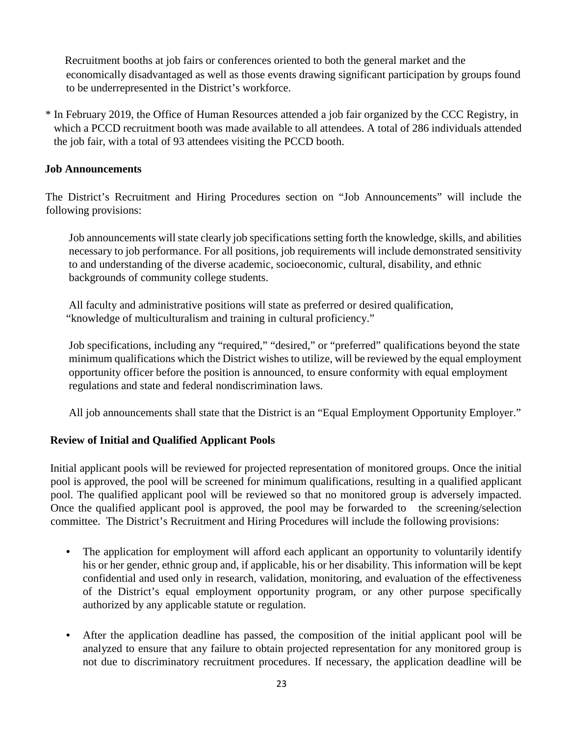Recruitment booths at job fairs or conferences oriented to both the general market and the economically disadvantaged as well as those events drawing significant participation by groups found to be underrepresented in the District's workforce.

* In February 2019, the Office of Human Resources attended a job fair organized by the CCC Registry, in which a PCCD recruitment booth was made available to all attendees. A total of 286 individuals attended the job fair, with a total of 93 attendees visiting the PCCD booth.

**Job Announcements**

The District's Recruitment and Hiring Procedures section on "Job Announcements" will include the following provisions:

Job announcements will state clearly job specifications setting forth the knowledge, skills, and abilities necessary to job performance. For all positions, job requirements will include demonstrated sensitivity to and understanding of the diverse academic, socioeconomic, cultural, disability, and ethnic backgrounds of community college students.

All faculty and administrative positions will state as preferred or desired qualification, "knowledge of multiculturalism and training in cultural proficiency."

Job specifications, including any "required," "desired," or "preferred" qualifications beyond the state minimum qualifications which the District wishes to utilize, will be reviewed by the equal employment opportunity officer before the position is announced, to ensure conformity with equal employment regulations and state and federal nondiscrimination laws.

All job announcements shall state that the District is an "Equal Employment Opportunity Employer."

**Review of Initial and Qualified Applicant Pools**

Initial applicant pools will be reviewed for projected representation of monitored groups. Once the initial pool is approved, the pool will be screened for minimum qualifications, resulting in a qualified applicant pool. The qualified applicant pool will be reviewed so that no monitored group is adversely impacted. Once the qualified applicant pool is approved, the pool may be forwarded to the screening/selection committee. The District's Recruitment and Hiring Procedures will include the following provisions:

- The application for employment will afford each applicant an opportunity to voluntarily identify his or her gender, ethnic group and, if applicable, his or her disability. This information will be kept confidential and used only in research, validation, monitoring, and evaluation of the effectiveness of the District's equal employment opportunity program, or any other purpose specifically authorized by any applicable statute or regulation.

- After the application deadline has passed, the composition of the initial applicant pool will be analyzed to ensure that any failure to obtain projected representation for any monitored group is not due to discriminatory recruitment procedures. If necessary, the application deadline will be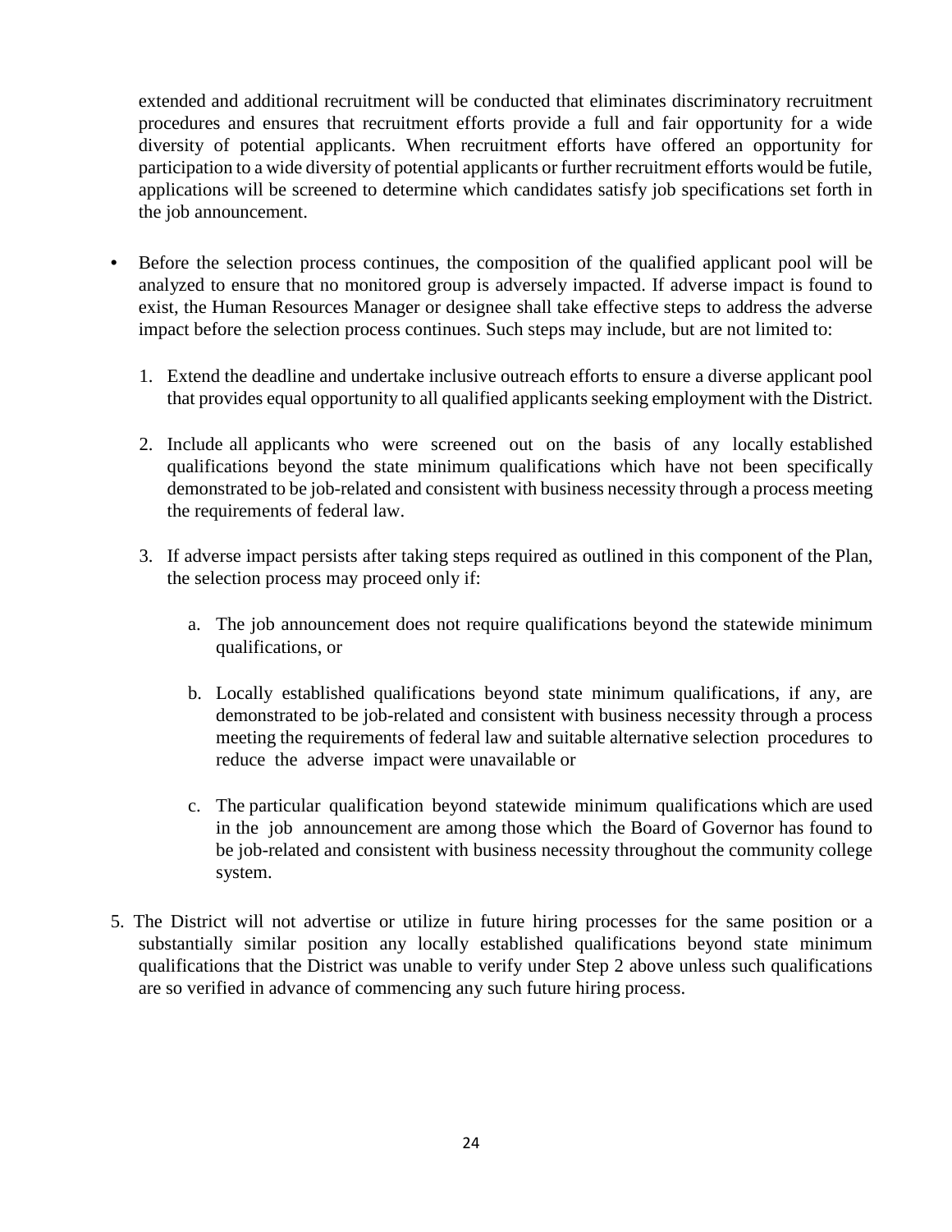extended and additional recruitment will be conducted that eliminates discriminatory recruitment procedures and ensures that recruitment efforts provide a full and fair opportunity for a wide diversity of potential applicants. When recruitment efforts have offered an opportunity for participation to a wide diversity of potential applicants or further recruitment efforts would be futile, applications will be screened to determine which candidates satisfy job specifications set forth in the job announcement.

- Before the selection process continues, the composition of the qualified applicant pool will be analyzed to ensure that no monitored group is adversely impacted. If adverse impact is found to exist, the Human Resources Manager or designee shall take effective steps to address the adverse impact before the selection process continues. Such steps may include, but are not limited to:

  1. Extend the deadline and undertake inclusive outreach efforts to ensure a diverse applicant pool that provides equal opportunity to all qualified applicants seeking employment with the District.

  2. Include all applicants who were screened out on the basis of any locally established qualifications beyond the state minimum qualifications which have not been specifically demonstrated to be job-related and consistent with business necessity through a process meeting the requirements of federal law.

  3. If adverse impact persists after taking steps required as outlined in this component of the Plan, the selection process may proceed only if:

     a. The job announcement does not require qualifications beyond the statewide minimum qualifications, or

     b. Locally established qualifications beyond state minimum qualifications, if any, are demonstrated to be job-related and consistent with business necessity through a process meeting the requirements of federal law and suitable alternative selection procedures to reduce the adverse impact were unavailable or

     c. The particular qualification beyond statewide minimum qualifications which are used in the job announcement are among those which the Board of Governor has found to be job-related and consistent with business necessity throughout the community college system.

5. The District will not advertise or utilize in future hiring processes for the same position or a substantially similar position any locally established qualifications beyond state minimum qualifications that the District was unable to verify under Step 2 above unless such qualifications are so verified in advance of commencing any such future hiring process.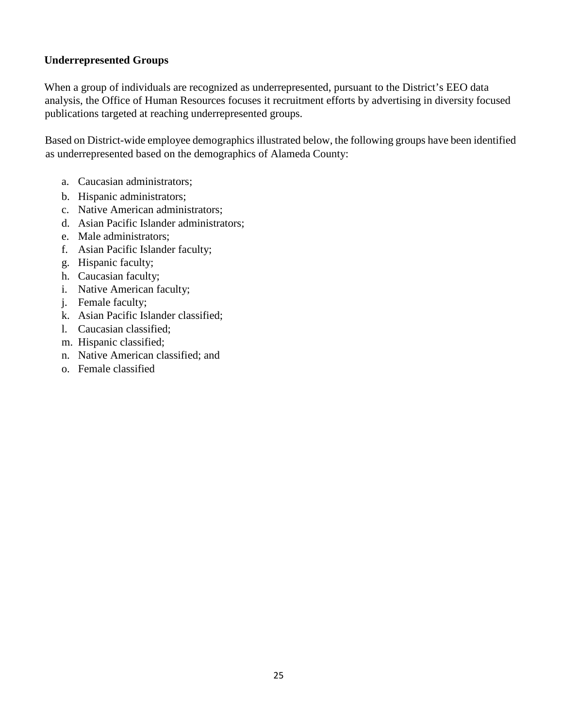**Underrepresented Groups**

When a group of individuals are recognized as underrepresented, pursuant to the District's EEO data analysis, the Office of Human Resources focuses it recruitment efforts by advertising in diversity focused publications targeted at reaching underrepresented groups.

Based on District-wide employee demographics illustrated below, the following groups have been identified as underrepresented based on the demographics of Alameda County:

a. Caucasian administrators;
b. Hispanic administrators;
c. Native American administrators;
d. Asian Pacific Islander administrators;
e. Male administrators;
f. Asian Pacific Islander faculty;
g. Hispanic faculty;
h. Caucasian faculty;
i. Native American faculty;
j. Female faculty;
k. Asian Pacific Islander classified;
l. Caucasian classified;
m. Hispanic classified;
n. Native American classified; and
o. Female classified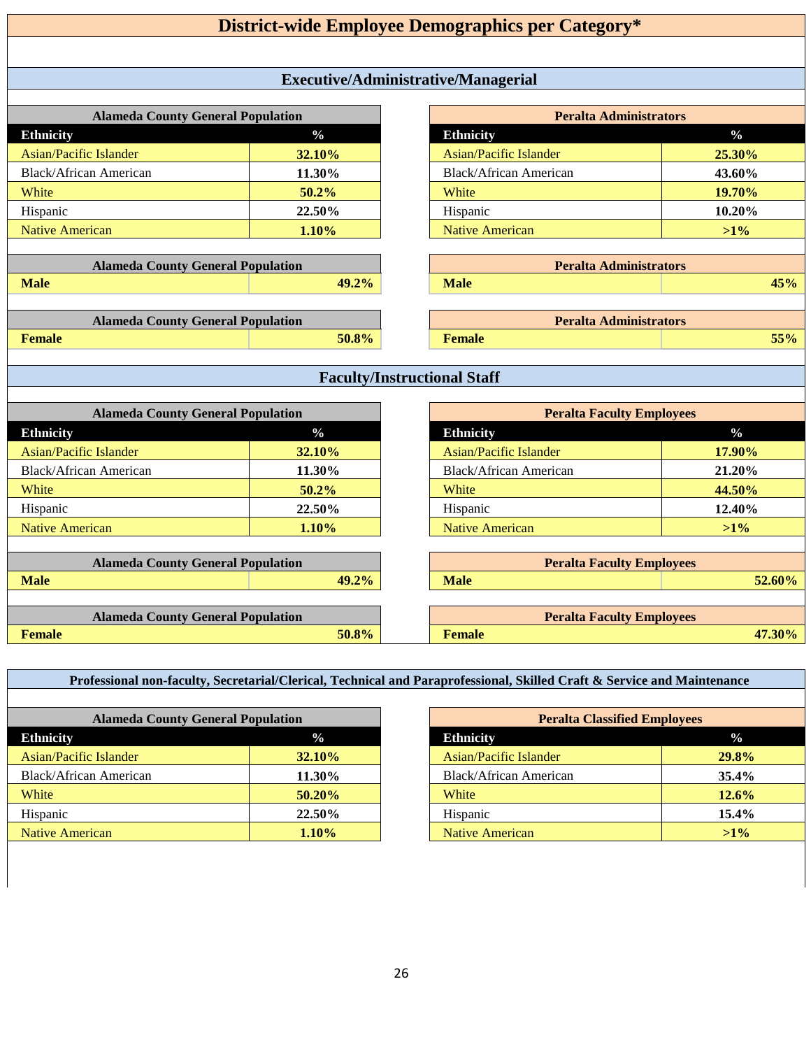# District-wide Employee Demographics per Category*

## Executive/Administrative/Managerial

| Alameda County General Population | |
|---|---|
| **Ethnicity** | **%** |
| Asian/Pacific Islander | **32.10%** |
| Black/African American | **11.30%** |
| White | **50.2%** |
| Hispanic | **22.50%** |
| Native American | **1.10%** |

| Peralta Administrators | |
|---|---|
| **Ethnicity** | **%** |
| Asian/Pacific Islander | **25.30%** |
| Black/African American | **43.60%** |
| White | **19.70%** |
| Hispanic | **10.20%** |
| Native American | **>1%** |

| Alameda County General Population | |
|---|---|
| **Male** | **49.2%** |

| Peralta Administrators | |
|---|---|
| **Male** | **45%** |

| Alameda County General Population | |
|---|---|
| **Female** | **50.8%** |

| Peralta Administrators | |
|---|---|
| **Female** | **55%** |

## Faculty/Instructional Staff

| Alameda County General Population | |
|---|---|
| **Ethnicity** | **%** |
| Asian/Pacific Islander | **32.10%** |
| Black/African American | **11.30%** |
| White | **50.2%** |
| Hispanic | **22.50%** |
| Native American | **1.10%** |

| Peralta Faculty Employees | |
|---|---|
| **Ethnicity** | **%** |
| Asian/Pacific Islander | **17.90%** |
| Black/African American | **21.20%** |
| White | **44.50%** |
| Hispanic | **12.40%** |
| Native American | **>1%** |

| Alameda County General Population | |
|---|---|
| **Male** | **49.2%** |

| Peralta Faculty Employees | |
|---|---|
| **Male** | **52.60%** |

| Alameda County General Population | |
|---|---|
| **Female** | **50.8%** |

| Peralta Faculty Employees | |
|---|---|
| **Female** | **47.30%** |

## Professional non-faculty, Secretarial/Clerical, Technical and Paraprofessional, Skilled Craft & Service and Maintenance

| Alameda County General Population | |
|---|---|
| **Ethnicity** | **%** |
| Asian/Pacific Islander | **32.10%** |
| Black/African American | **11.30%** |
| White | **50.20%** |
| Hispanic | **22.50%** |
| Native American | **1.10%** |

| Peralta Classified Employees | |
|---|---|
| **Ethnicity** | **%** |
| Asian/Pacific Islander | **29.8%** |
| Black/African American | **35.4%** |
| White | **12.6%** |
| Hispanic | **15.4%** |
| Native American | **>1%** |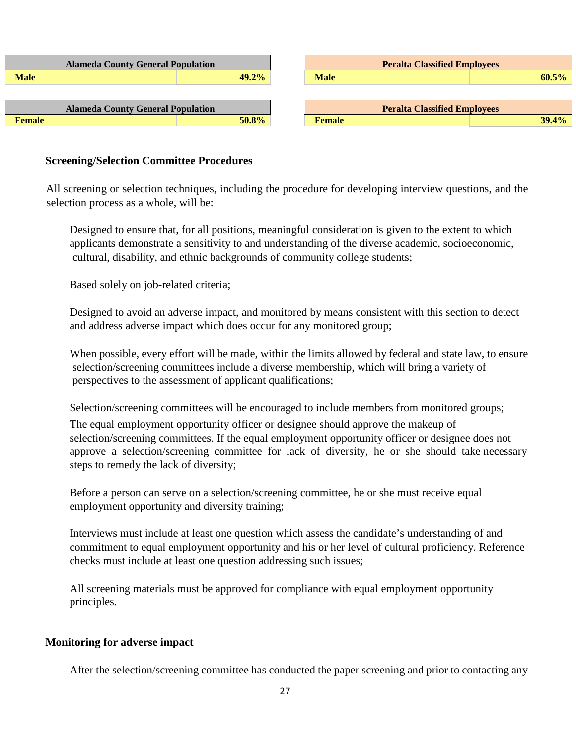| Alameda County General Population | | Peralta Classified Employees | |
|---|---|---|---|
| **Male** | **49.2%** | **Male** | **60.5%** |

| Alameda County General Population | | Peralta Classified Employees | |
|---|---|---|---|
| **Female** | **50.8%** | **Female** | **39.4%** |

**Screening/Selection Committee Procedures**

All screening or selection techniques, including the procedure for developing interview questions, and the selection process as a whole, will be:

Designed to ensure that, for all positions, meaningful consideration is given to the extent to which applicants demonstrate a sensitivity to and understanding of the diverse academic, socioeconomic, cultural, disability, and ethnic backgrounds of community college students;

Based solely on job-related criteria;

Designed to avoid an adverse impact, and monitored by means consistent with this section to detect and address adverse impact which does occur for any monitored group;

When possible, every effort will be made, within the limits allowed by federal and state law, to ensure selection/screening committees include a diverse membership, which will bring a variety of perspectives to the assessment of applicant qualifications;

Selection/screening committees will be encouraged to include members from monitored groups;

The equal employment opportunity officer or designee should approve the makeup of selection/screening committees. If the equal employment opportunity officer or designee does not approve a selection/screening committee for lack of diversity, he or she should take necessary steps to remedy the lack of diversity;

Before a person can serve on a selection/screening committee, he or she must receive equal employment opportunity and diversity training;

Interviews must include at least one question which assess the candidate's understanding of and commitment to equal employment opportunity and his or her level of cultural proficiency. Reference checks must include at least one question addressing such issues;

All screening materials must be approved for compliance with equal employment opportunity principles.

**Monitoring for adverse impact**

After the selection/screening committee has conducted the paper screening and prior to contacting any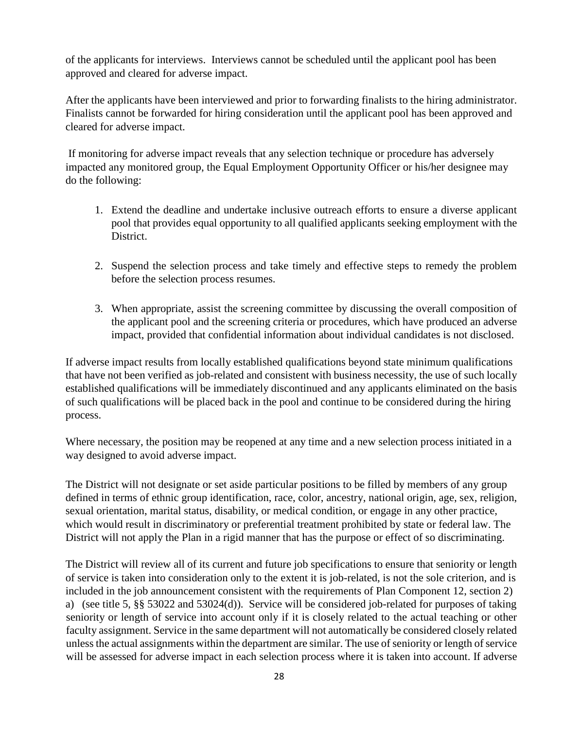of the applicants for interviews. Interviews cannot be scheduled until the applicant pool has been approved and cleared for adverse impact.

After the applicants have been interviewed and prior to forwarding finalists to the hiring administrator. Finalists cannot be forwarded for hiring consideration until the applicant pool has been approved and cleared for adverse impact.

If monitoring for adverse impact reveals that any selection technique or procedure has adversely impacted any monitored group, the Equal Employment Opportunity Officer or his/her designee may do the following:

1. Extend the deadline and undertake inclusive outreach efforts to ensure a diverse applicant pool that provides equal opportunity to all qualified applicants seeking employment with the District.

2. Suspend the selection process and take timely and effective steps to remedy the problem before the selection process resumes.

3. When appropriate, assist the screening committee by discussing the overall composition of the applicant pool and the screening criteria or procedures, which have produced an adverse impact, provided that confidential information about individual candidates is not disclosed.

If adverse impact results from locally established qualifications beyond state minimum qualifications that have not been verified as job-related and consistent with business necessity, the use of such locally established qualifications will be immediately discontinued and any applicants eliminated on the basis of such qualifications will be placed back in the pool and continue to be considered during the hiring process.

Where necessary, the position may be reopened at any time and a new selection process initiated in a way designed to avoid adverse impact.

The District will not designate or set aside particular positions to be filled by members of any group defined in terms of ethnic group identification, race, color, ancestry, national origin, age, sex, religion, sexual orientation, marital status, disability, or medical condition, or engage in any other practice, which would result in discriminatory or preferential treatment prohibited by state or federal law. The District will not apply the Plan in a rigid manner that has the purpose or effect of so discriminating.

The District will review all of its current and future job specifications to ensure that seniority or length of service is taken into consideration only to the extent it is job-related, is not the sole criterion, and is included in the job announcement consistent with the requirements of Plan Component 12, section 2) a) (see title 5, §§ 53022 and 53024(d)). Service will be considered job-related for purposes of taking seniority or length of service into account only if it is closely related to the actual teaching or other faculty assignment. Service in the same department will not automatically be considered closely related unless the actual assignments within the department are similar. The use of seniority or length of service will be assessed for adverse impact in each selection process where it is taken into account. If adverse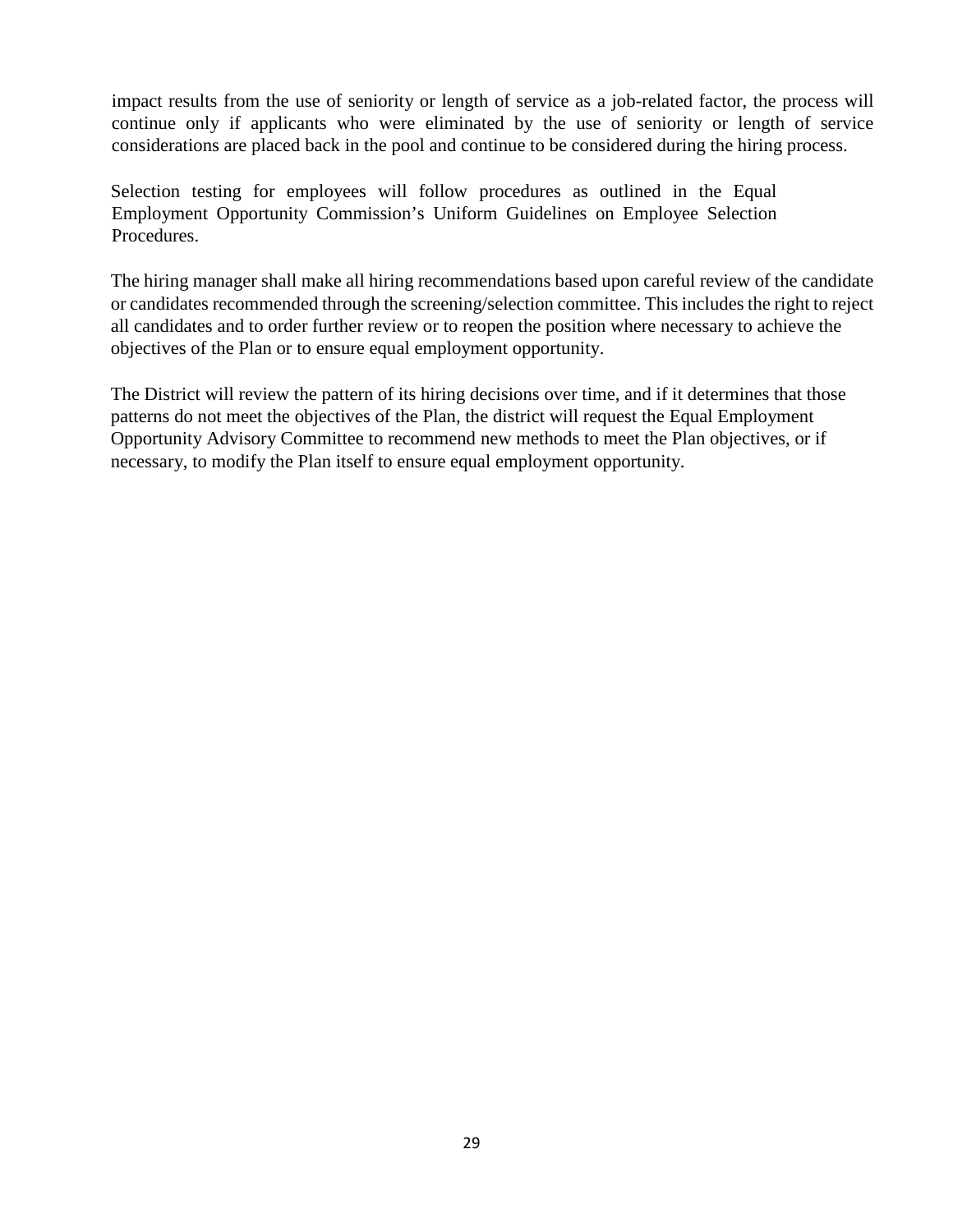impact results from the use of seniority or length of service as a job-related factor, the process will continue only if applicants who were eliminated by the use of seniority or length of service considerations are placed back in the pool and continue to be considered during the hiring process.

Selection testing for employees will follow procedures as outlined in the Equal Employment Opportunity Commission's Uniform Guidelines on Employee Selection Procedures.

The hiring manager shall make all hiring recommendations based upon careful review of the candidate or candidates recommended through the screening/selection committee. This includes the right to reject all candidates and to order further review or to reopen the position where necessary to achieve the objectives of the Plan or to ensure equal employment opportunity.

The District will review the pattern of its hiring decisions over time, and if it determines that those patterns do not meet the objectives of the Plan, the district will request the Equal Employment Opportunity Advisory Committee to recommend new methods to meet the Plan objectives, or if necessary, to modify the Plan itself to ensure equal employment opportunity.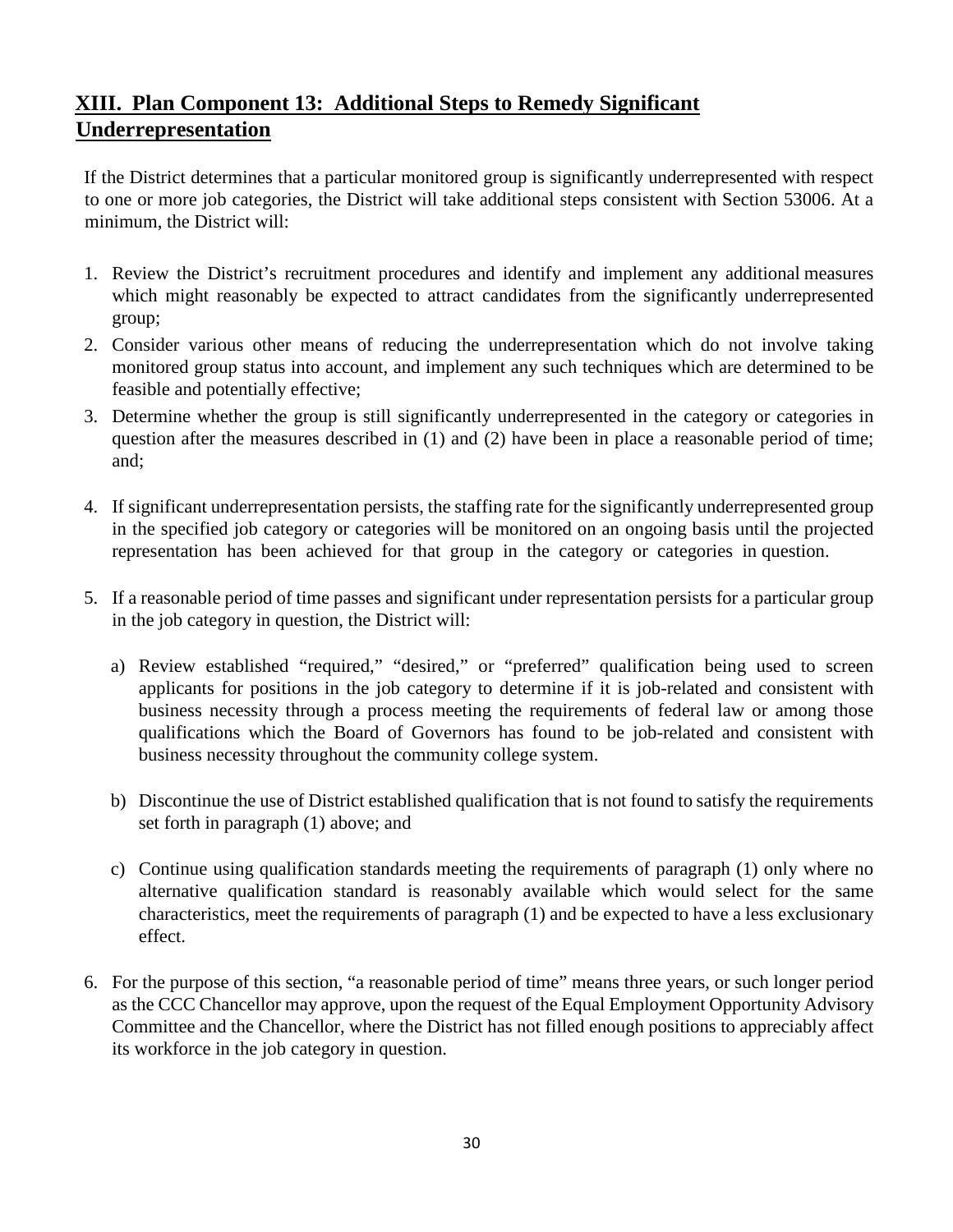## XIII. Plan Component 13: Additional Steps to Remedy Significant Underrepresentation

If the District determines that a particular monitored group is significantly underrepresented with respect to one or more job categories, the District will take additional steps consistent with Section 53006. At a minimum, the District will:

1. Review the District's recruitment procedures and identify and implement any additional measures which might reasonably be expected to attract candidates from the significantly underrepresented group;
2. Consider various other means of reducing the underrepresentation which do not involve taking monitored group status into account, and implement any such techniques which are determined to be feasible and potentially effective;
3. Determine whether the group is still significantly underrepresented in the category or categories in question after the measures described in (1) and (2) have been in place a reasonable period of time; and;
4. If significant underrepresentation persists, the staffing rate for the significantly underrepresented group in the specified job category or categories will be monitored on an ongoing basis until the projected representation has been achieved for that group in the category or categories in question.
5. If a reasonable period of time passes and significant under representation persists for a particular group in the job category in question, the District will:

   a) Review established "required," "desired," or "preferred" qualification being used to screen applicants for positions in the job category to determine if it is job-related and consistent with business necessity through a process meeting the requirements of federal law or among those qualifications which the Board of Governors has found to be job-related and consistent with business necessity throughout the community college system.

   b) Discontinue the use of District established qualification that is not found to satisfy the requirements set forth in paragraph (1) above; and

   c) Continue using qualification standards meeting the requirements of paragraph (1) only where no alternative qualification standard is reasonably available which would select for the same characteristics, meet the requirements of paragraph (1) and be expected to have a less exclusionary effect.

6. For the purpose of this section, "a reasonable period of time" means three years, or such longer period as the CCC Chancellor may approve, upon the request of the Equal Employment Opportunity Advisory Committee and the Chancellor, where the District has not filled enough positions to appreciably affect its workforce in the job category in question.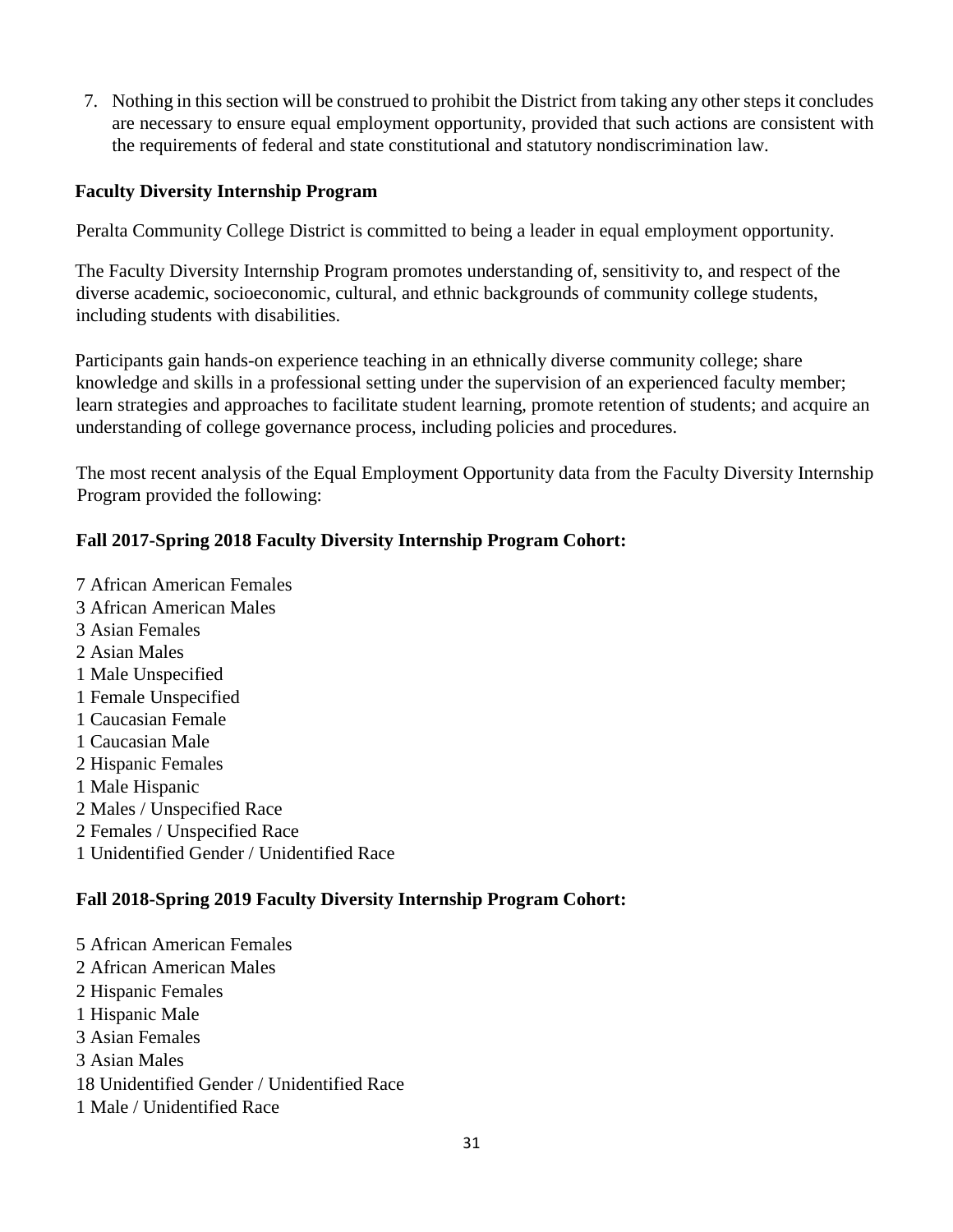7. Nothing in this section will be construed to prohibit the District from taking any other steps it concludes are necessary to ensure equal employment opportunity, provided that such actions are consistent with the requirements of federal and state constitutional and statutory nondiscrimination law.

## Faculty Diversity Internship Program

Peralta Community College District is committed to being a leader in equal employment opportunity.

The Faculty Diversity Internship Program promotes understanding of, sensitivity to, and respect of the diverse academic, socioeconomic, cultural, and ethnic backgrounds of community college students, including students with disabilities.

Participants gain hands-on experience teaching in an ethnically diverse community college; share knowledge and skills in a professional setting under the supervision of an experienced faculty member; learn strategies and approaches to facilitate student learning, promote retention of students; and acquire an understanding of college governance process, including policies and procedures.

The most recent analysis of the Equal Employment Opportunity data from the Faculty Diversity Internship Program provided the following:

### Fall 2017-Spring 2018 Faculty Diversity Internship Program Cohort:

7 African American Females
3 African American Males
3 Asian Females
2 Asian Males
1 Male Unspecified
1 Female Unspecified
1 Caucasian Female
1 Caucasian Male
2 Hispanic Females
1 Male Hispanic
2 Males / Unspecified Race
2 Females / Unspecified Race
1 Unidentified Gender / Unidentified Race

### Fall 2018-Spring 2019 Faculty Diversity Internship Program Cohort:

5 African American Females
2 African American Males
2 Hispanic Females
1 Hispanic Male
3 Asian Females
3 Asian Males
18 Unidentified Gender / Unidentified Race
1 Male / Unidentified Race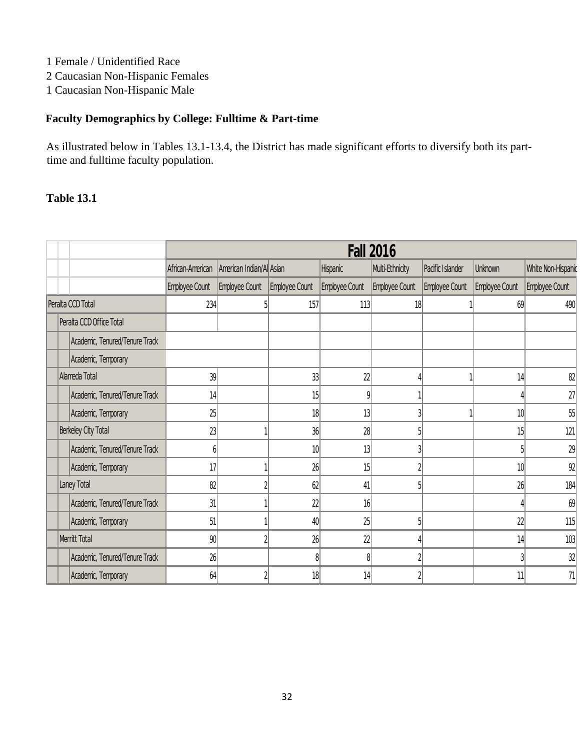1 Female / Unidentified Race
2 Caucasian Non-Hispanic Females
1 Caucasian Non-Hispanic Male

**Faculty Demographics by College: Fulltime & Part-time**

As illustrated below in Tables 13.1-13.4, the District has made significant efforts to diversify both its part-time and fulltime faculty population.

**Table 13.1**

| | Fall 2016 | | | | | | | |
|---|---|---|---|---|---|---|---|---|
| | African-American | American Indian/Al | Asian | Hispanic | Multi-Ethnicity | Pacific Islander | Unknown | White Non-Hispanic |
| | Employee Count | Employee Count | Employee Count | Employee Count | Employee Count | Employee Count | Employee Count | Employee Count |
| Peralta CCD Total | 234 | 5 | 157 | 113 | 18 | 1 | 69 | 490 |
| Peralta CCD Office Total | | | | | | | | |
| Academic, Tenured/Tenure Track | | | | | | | | |
| Academic, Temporary | | | | | | | | |
| Alameda Total | 39 | | 33 | 22 | 4 | 1 | 14 | 82 |
| Academic, Tenured/Tenure Track | 14 | | 15 | 9 | 1 | | 4 | 27 |
| Academic, Temporary | 25 | | 18 | 13 | 3 | 1 | 10 | 55 |
| Berkeley City Total | 23 | 1 | 36 | 28 | 5 | | 15 | 121 |
| Academic, Tenured/Tenure Track | 6 | | 10 | 13 | 3 | | 5 | 29 |
| Academic, Temporary | 17 | 1 | 26 | 15 | 2 | | 10 | 92 |
| Laney Total | 82 | 2 | 62 | 41 | 5 | | 26 | 184 |
| Academic, Tenured/Tenure Track | 31 | 1 | 22 | 16 | | | 4 | 69 |
| Academic, Temporary | 51 | 1 | 40 | 25 | 5 | | 22 | 115 |
| Merritt Total | 90 | 2 | 26 | 22 | 4 | | 14 | 103 |
| Academic, Tenured/Tenure Track | 26 | | 8 | 8 | 2 | | 3 | 32 |
| Academic, Temporary | 64 | 2 | 18 | 14 | 2 | | 11 | 71 |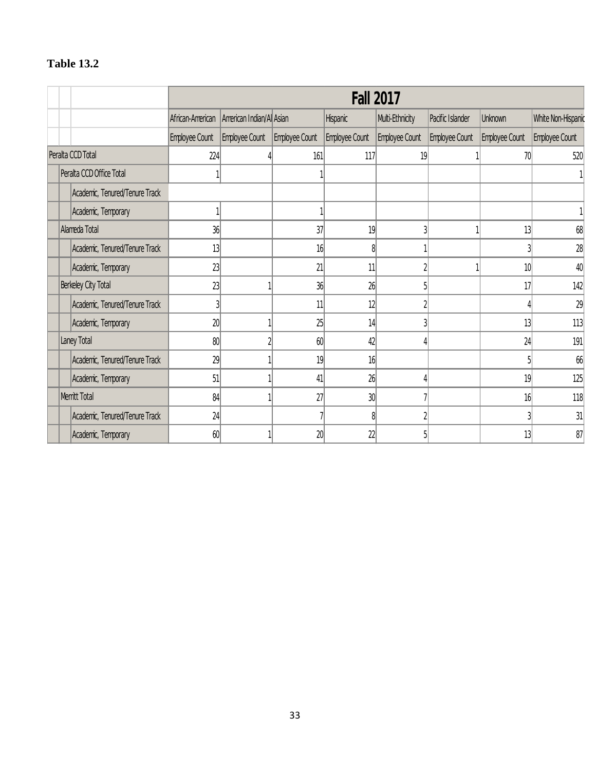**Table 13.2**

| | Fall 2017 | | | | | | | |
|---|---|---|---|---|---|---|---|---|
| | African-American | American Indian/Al | Asian | Hispanic | Multi-Ethnicity | Pacific Islander | Unknown | White Non-Hispanic |
| | Employee Count | Employee Count | Employee Count | Employee Count | Employee Count | Employee Count | Employee Count | Employee Count |
| Peralta CCD Total | 224 | 4 | 161 | 117 | 19 | 1 | 70 | 520 |
| Peralta CCD Office Total | 1 | | 1 | | | | | 1 |
| Academic, Tenured/Tenure Track | | | | | | | | |
| Academic, Temporary | 1 | | 1 | | | | | 1 |
| Alameda Total | 36 | | 37 | 19 | 3 | 1 | 13 | 68 |
| Academic, Tenured/Tenure Track | 13 | | 16 | 8 | 1 | | 3 | 28 |
| Academic, Temporary | 23 | | 21 | 11 | 2 | 1 | 10 | 40 |
| Berkeley City Total | 23 | 1 | 36 | 26 | 5 | | 17 | 142 |
| Academic, Tenured/Tenure Track | 3 | | 11 | 12 | 2 | | 4 | 29 |
| Academic, Temporary | 20 | 1 | 25 | 14 | 3 | | 13 | 113 |
| Laney Total | 80 | 2 | 60 | 42 | 4 | | 24 | 191 |
| Academic, Tenured/Tenure Track | 29 | 1 | 19 | 16 | | | 5 | 66 |
| Academic, Temporary | 51 | 1 | 41 | 26 | 4 | | 19 | 125 |
| Merritt Total | 84 | 1 | 27 | 30 | 7 | | 16 | 118 |
| Academic, Tenured/Tenure Track | 24 | | 7 | 8 | 2 | | 3 | 31 |
| Academic, Temporary | 60 | 1 | 20 | 22 | 5 | | 13 | 87 |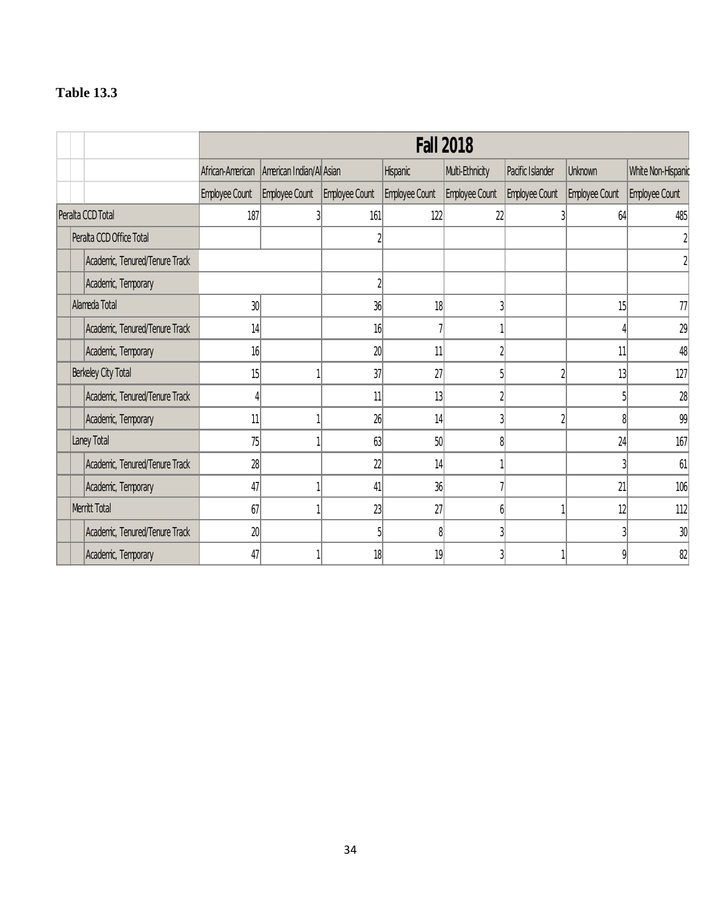**Table 13.3**

| | Fall 2018 | | | | | | | |
|---|---|---|---|---|---|---|---|---|
| | African-American | American Indian/Al | Asian | Hispanic | Multi-Ethnicity | Pacific Islander | Unknown | White Non-Hispanic |
| | Employee Count | Employee Count | Employee Count | Employee Count | Employee Count | Employee Count | Employee Count | Employee Count |
| Peralta CCD Total | 187 | 3 | 161 | 122 | 22 | 3 | 64 | 485 |
| Peralta CCD Office Total | | | 2 | | | | | 2 |
| Academic, Tenured/Tenure Track | | | | | | | | 2 |
| Academic, Temporary | | | 2 | | | | | |
| Alameda Total | 30 | | 36 | 18 | 3 | | 15 | 77 |
| Academic, Tenured/Tenure Track | 14 | | 16 | 7 | 1 | | 4 | 29 |
| Academic, Temporary | 16 | | 20 | 11 | 2 | | 11 | 48 |
| Berkeley City Total | 15 | 1 | 37 | 27 | 5 | 2 | 13 | 127 |
| Academic, Tenured/Tenure Track | 4 | | 11 | 13 | 2 | | 5 | 28 |
| Academic, Temporary | 11 | 1 | 26 | 14 | 3 | 2 | 8 | 99 |
| Laney Total | 75 | 1 | 63 | 50 | 8 | | 24 | 167 |
| Academic, Tenured/Tenure Track | 28 | | 22 | 14 | 1 | | 3 | 61 |
| Academic, Temporary | 47 | 1 | 41 | 36 | 7 | | 21 | 106 |
| Merritt Total | 67 | 1 | 23 | 27 | 6 | 1 | 12 | 112 |
| Academic, Tenured/Tenure Track | 20 | | 5 | 8 | 3 | | 3 | 30 |
| Academic, Temporary | 47 | 1 | 18 | 19 | 3 | 1 | 9 | 82 |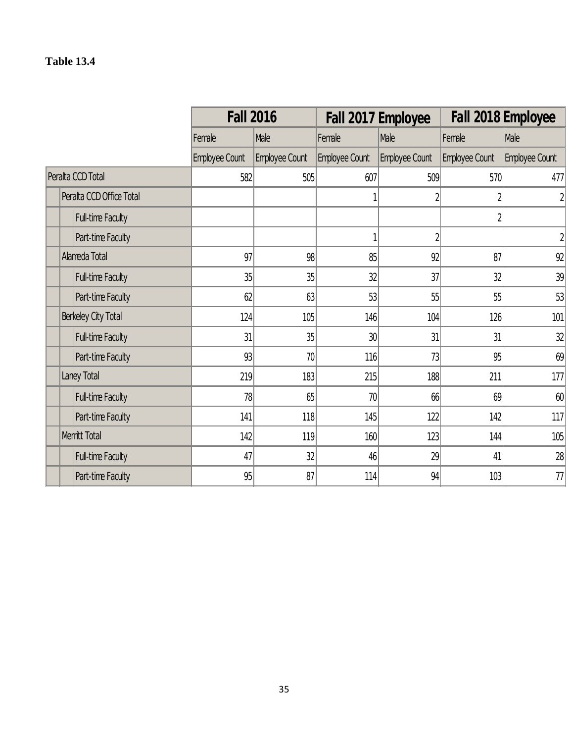**Table 13.4**

| | Fall 2016 | | Fall 2017 Employee | | Fall 2018 Employee | |
|---|---|---|---|---|---|---|
| | Female | Male | Female | Male | Female | Male |
| | Employee Count | Employee Count | Employee Count | Employee Count | Employee Count | Employee Count |
| Peralta CCD Total | 582 | 505 | 607 | 509 | 570 | 477 |
| Peralta CCD Office Total | | | 1 | 2 | 2 | 2 |
| Full-time Faculty | | | | | 2 | |
| Part-time Faculty | | | 1 | 2 | | 2 |
| Alameda Total | 97 | 98 | 85 | 92 | 87 | 92 |
| Full-time Faculty | 35 | 35 | 32 | 37 | 32 | 39 |
| Part-time Faculty | 62 | 63 | 53 | 55 | 55 | 53 |
| Berkeley City Total | 124 | 105 | 146 | 104 | 126 | 101 |
| Full-time Faculty | 31 | 35 | 30 | 31 | 31 | 32 |
| Part-time Faculty | 93 | 70 | 116 | 73 | 95 | 69 |
| Laney Total | 219 | 183 | 215 | 188 | 211 | 177 |
| Full-time Faculty | 78 | 65 | 70 | 66 | 69 | 60 |
| Part-time Faculty | 141 | 118 | 145 | 122 | 142 | 117 |
| Merritt Total | 142 | 119 | 160 | 123 | 144 | 105 |
| Full-time Faculty | 47 | 32 | 46 | 29 | 41 | 28 |
| Part-time Faculty | 95 | 87 | 114 | 94 | 103 | 77 |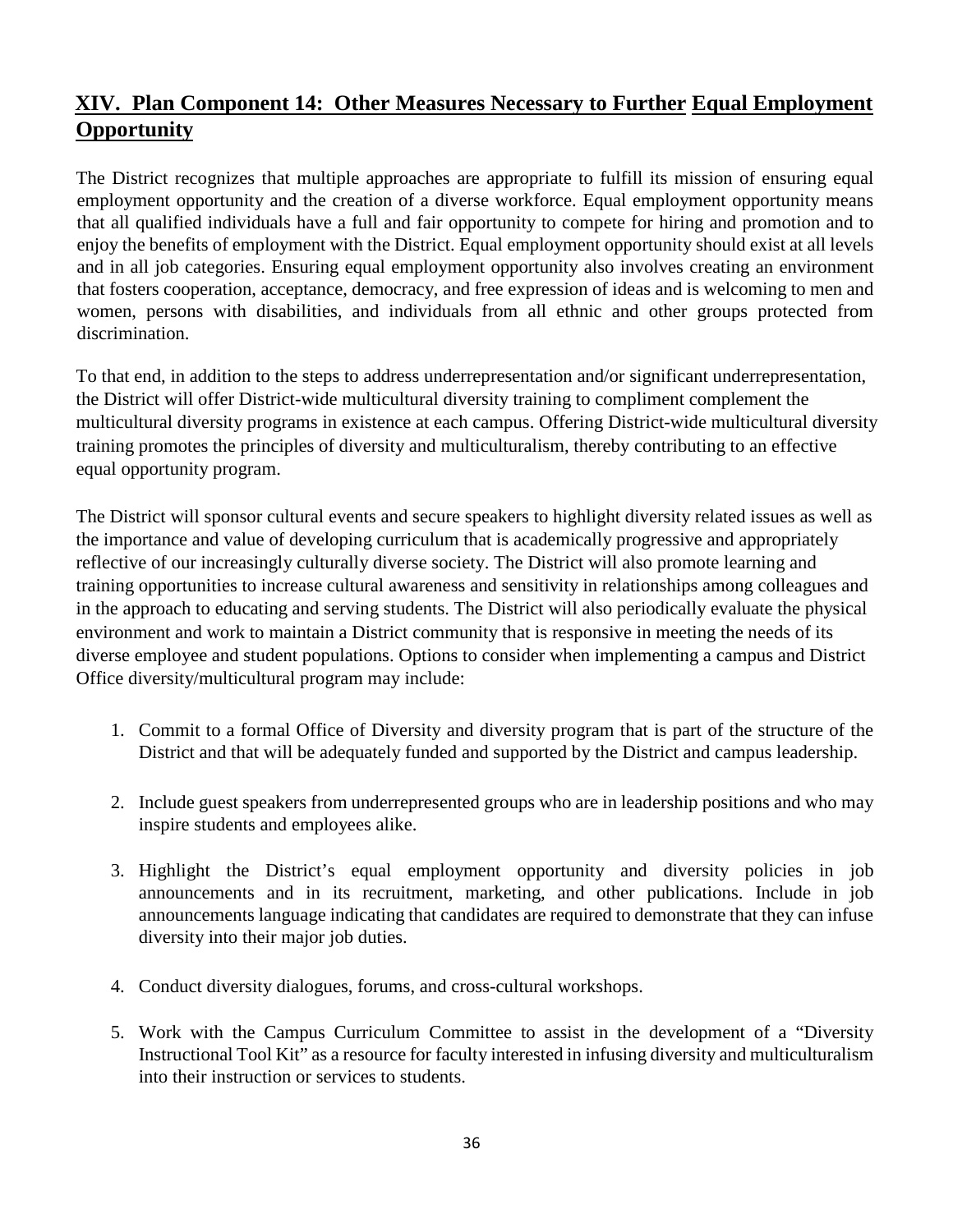## XIV. Plan Component 14: Other Measures Necessary to Further Equal Employment Opportunity

The District recognizes that multiple approaches are appropriate to fulfill its mission of ensuring equal employment opportunity and the creation of a diverse workforce. Equal employment opportunity means that all qualified individuals have a full and fair opportunity to compete for hiring and promotion and to enjoy the benefits of employment with the District. Equal employment opportunity should exist at all levels and in all job categories. Ensuring equal employment opportunity also involves creating an environment that fosters cooperation, acceptance, democracy, and free expression of ideas and is welcoming to men and women, persons with disabilities, and individuals from all ethnic and other groups protected from discrimination.

To that end, in addition to the steps to address underrepresentation and/or significant underrepresentation, the District will offer District-wide multicultural diversity training to compliment complement the multicultural diversity programs in existence at each campus. Offering District-wide multicultural diversity training promotes the principles of diversity and multiculturalism, thereby contributing to an effective equal opportunity program.

The District will sponsor cultural events and secure speakers to highlight diversity related issues as well as the importance and value of developing curriculum that is academically progressive and appropriately reflective of our increasingly culturally diverse society. The District will also promote learning and training opportunities to increase cultural awareness and sensitivity in relationships among colleagues and in the approach to educating and serving students. The District will also periodically evaluate the physical environment and work to maintain a District community that is responsive in meeting the needs of its diverse employee and student populations. Options to consider when implementing a campus and District Office diversity/multicultural program may include:

1. Commit to a formal Office of Diversity and diversity program that is part of the structure of the District and that will be adequately funded and supported by the District and campus leadership.

2. Include guest speakers from underrepresented groups who are in leadership positions and who may inspire students and employees alike.

3. Highlight the District's equal employment opportunity and diversity policies in job announcements and in its recruitment, marketing, and other publications. Include in job announcements language indicating that candidates are required to demonstrate that they can infuse diversity into their major job duties.

4. Conduct diversity dialogues, forums, and cross-cultural workshops.

5. Work with the Campus Curriculum Committee to assist in the development of a "Diversity Instructional Tool Kit" as a resource for faculty interested in infusing diversity and multiculturalism into their instruction or services to students.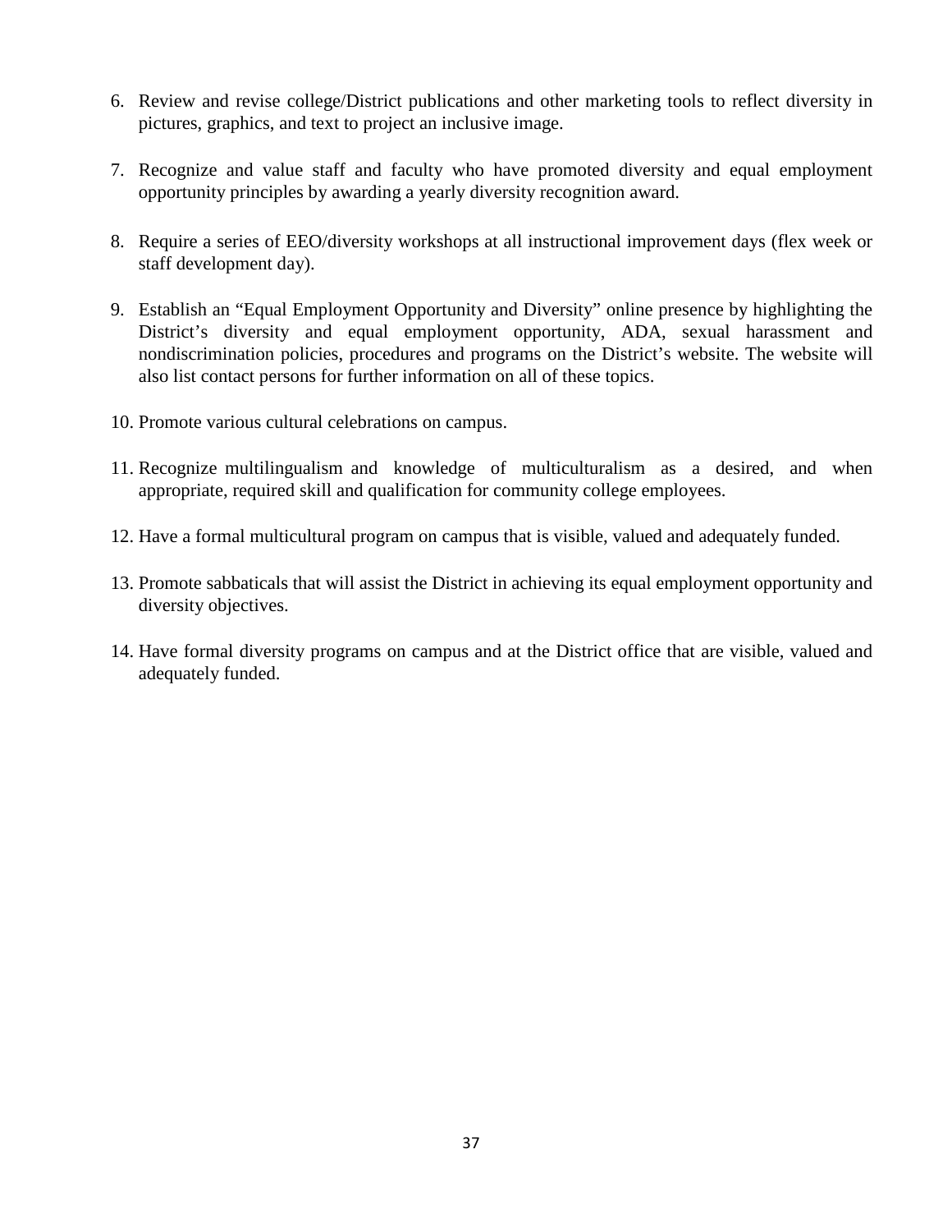6. Review and revise college/District publications and other marketing tools to reflect diversity in pictures, graphics, and text to project an inclusive image.

7. Recognize and value staff and faculty who have promoted diversity and equal employment opportunity principles by awarding a yearly diversity recognition award.

8. Require a series of EEO/diversity workshops at all instructional improvement days (flex week or staff development day).

9. Establish an "Equal Employment Opportunity and Diversity" online presence by highlighting the District's diversity and equal employment opportunity, ADA, sexual harassment and nondiscrimination policies, procedures and programs on the District's website. The website will also list contact persons for further information on all of these topics.

10. Promote various cultural celebrations on campus.

11. Recognize multilingualism and knowledge of multiculturalism as a desired, and when appropriate, required skill and qualification for community college employees.

12. Have a formal multicultural program on campus that is visible, valued and adequately funded.

13. Promote sabbaticals that will assist the District in achieving its equal employment opportunity and diversity objectives.

14. Have formal diversity programs on campus and at the District office that are visible, valued and adequately funded.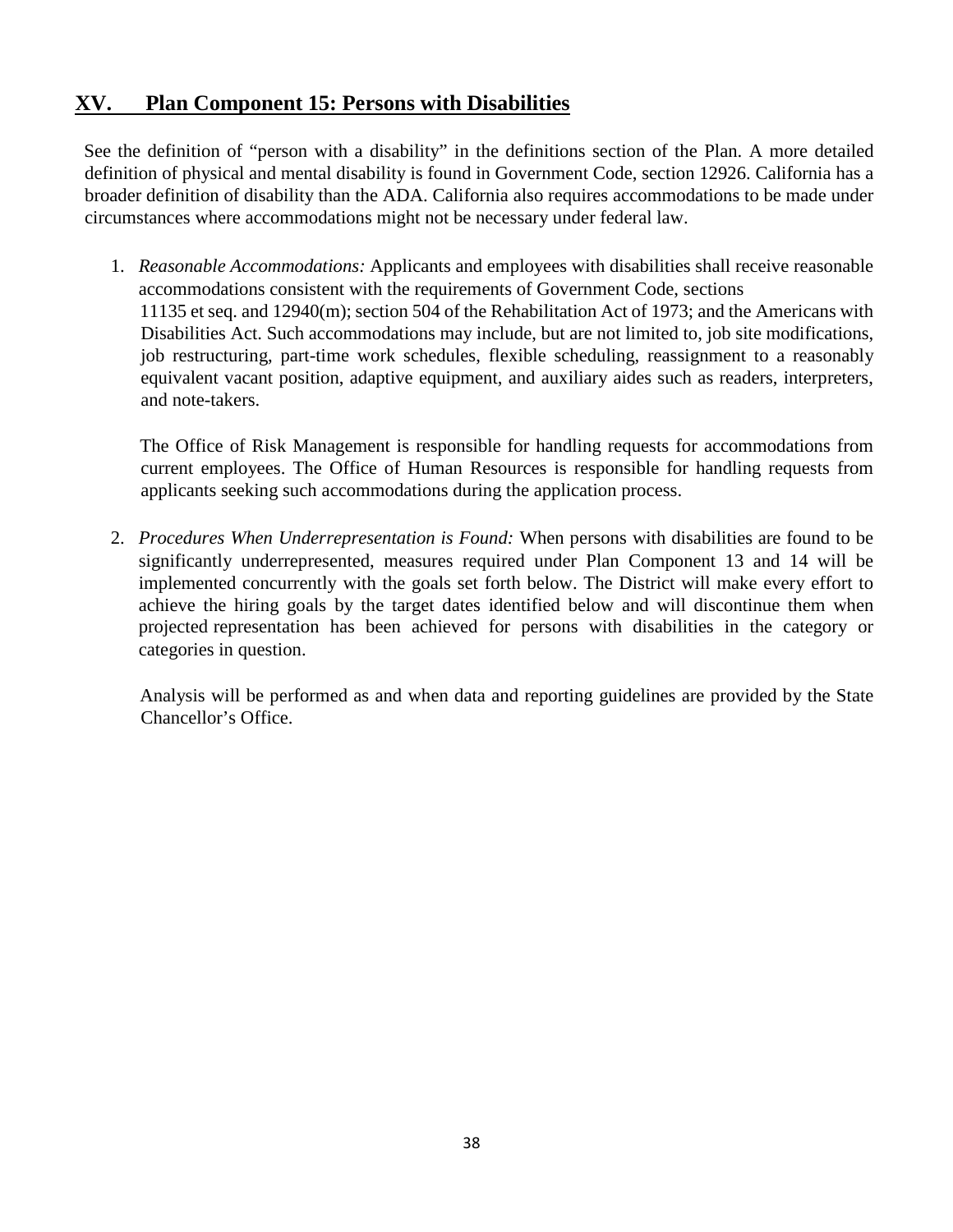## XV. Plan Component 15: Persons with Disabilities

See the definition of "person with a disability" in the definitions section of the Plan. A more detailed definition of physical and mental disability is found in Government Code, section 12926. California has a broader definition of disability than the ADA. California also requires accommodations to be made under circumstances where accommodations might not be necessary under federal law.

1. *Reasonable Accommodations:* Applicants and employees with disabilities shall receive reasonable accommodations consistent with the requirements of Government Code, sections 11135 et seq. and 12940(m); section 504 of the Rehabilitation Act of 1973; and the Americans with Disabilities Act. Such accommodations may include, but are not limited to, job site modifications, job restructuring, part-time work schedules, flexible scheduling, reassignment to a reasonably equivalent vacant position, adaptive equipment, and auxiliary aides such as readers, interpreters, and note-takers.

   The Office of Risk Management is responsible for handling requests for accommodations from current employees. The Office of Human Resources is responsible for handling requests from applicants seeking such accommodations during the application process.

2. *Procedures When Underrepresentation is Found:* When persons with disabilities are found to be significantly underrepresented, measures required under Plan Component 13 and 14 will be implemented concurrently with the goals set forth below. The District will make every effort to achieve the hiring goals by the target dates identified below and will discontinue them when projected representation has been achieved for persons with disabilities in the category or categories in question.

   Analysis will be performed as and when data and reporting guidelines are provided by the State Chancellor's Office.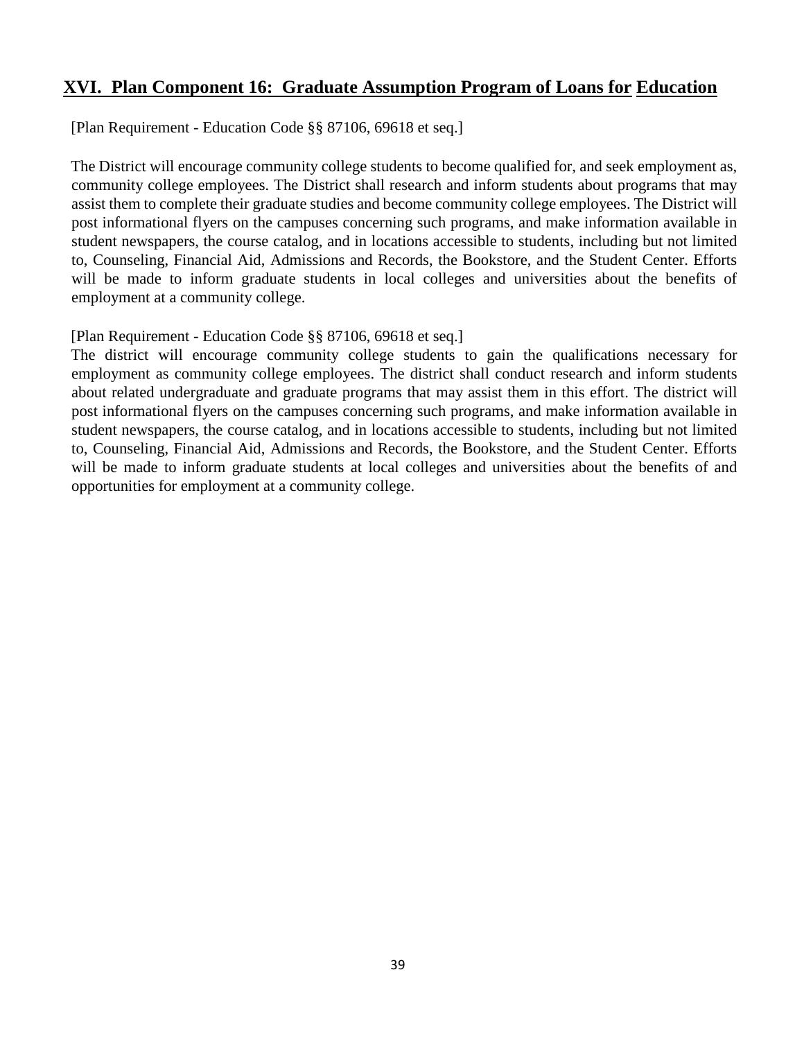## XVI. Plan Component 16: Graduate Assumption Program of Loans for Education

[Plan Requirement - Education Code §§ 87106, 69618 et seq.]

The District will encourage community college students to become qualified for, and seek employment as, community college employees. The District shall research and inform students about programs that may assist them to complete their graduate studies and become community college employees. The District will post informational flyers on the campuses concerning such programs, and make information available in student newspapers, the course catalog, and in locations accessible to students, including but not limited to, Counseling, Financial Aid, Admissions and Records, the Bookstore, and the Student Center. Efforts will be made to inform graduate students in local colleges and universities about the benefits of employment at a community college.

[Plan Requirement - Education Code §§ 87106, 69618 et seq.]

The district will encourage community college students to gain the qualifications necessary for employment as community college employees. The district shall conduct research and inform students about related undergraduate and graduate programs that may assist them in this effort. The district will post informational flyers on the campuses concerning such programs, and make information available in student newspapers, the course catalog, and in locations accessible to students, including but not limited to, Counseling, Financial Aid, Admissions and Records, the Bookstore, and the Student Center. Efforts will be made to inform graduate students at local colleges and universities about the benefits of and opportunities for employment at a community college.